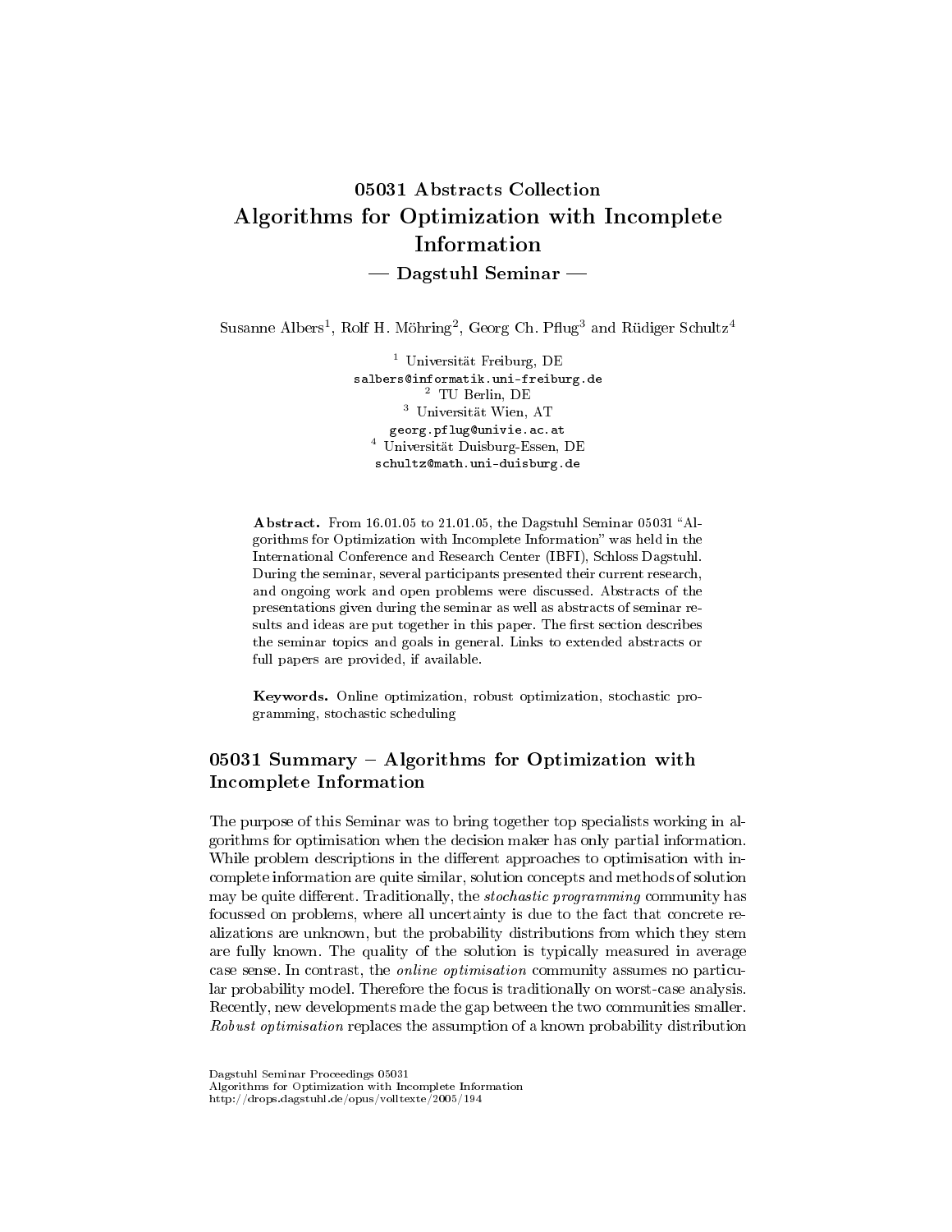# 05031 Abstracts Collection
# Algorithms for Optimization with Incomplete Information
## — Dagstuhl Seminar —

Susanne Albers[1], Rolf H. Möhring[2], Georg Ch. Pflug[3] and Rüdiger Schultz[4]

[1] Universität Freiburg, DE
salbers@informatik.uni-freiburg.de
[2] TU Berlin, DE
[3] Universität Wien, AT
georg.pflug@univie.ac.at
[4] Universität Duisburg-Essen, DE
schultz@math.uni-duisburg.de

**Abstract.** From 16.01.05 to 21.01.05, the Dagstuhl Seminar 05031 "Algorithms for Optimization with Incomplete Information" was held in the International Conference and Research Center (IBFI), Schloss Dagstuhl. During the seminar, several participants presented their current research, and ongoing work and open problems were discussed. Abstracts of the presentations given during the seminar as well as abstracts of seminar results and ideas are put together in this paper. The first section describes the seminar topics and goals in general. Links to extended abstracts or full papers are provided, if available.

**Keywords.** Online optimization, robust optimization, stochastic programming, stochastic scheduling

## 05031 Summary – Algorithms for Optimization with Incomplete Information

The purpose of this Seminar was to bring together top specialists working in algorithms for optimisation when the decision maker has only partial information. While problem descriptions in the different approaches to optimisation with incomplete information are quite similar, solution concepts and methods of solution may be quite different. Traditionally, the *stochastic programming* community has focussed on problems, where all uncertainty is due to the fact that concrete realizations are unknown, but the probability distributions from which they stem are fully known. The quality of the solution is typically measured in average case sense. In contrast, the *online optimisation* community assumes no particular probability model. Therefore the focus is traditionally on worst-case analysis. Recently, new developments made the gap between the two communities smaller. *Robust optimisation* replaces the assumption of a known probability distribution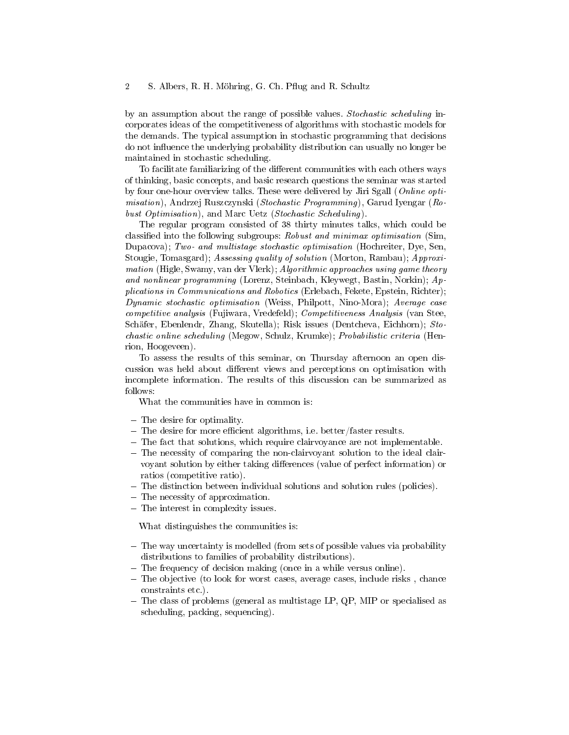by an assumption about the range of possible values. *Stochastic scheduling* incorporates ideas of the competitiveness of algorithms with stochastic models for the demands. The typical assumption in stochastic programming that decisions do not influence the underlying probability distribution can usually no longer be maintained in stochastic scheduling.

To facilitate familiarizing of the different communities with each others ways of thinking, basic concepts, and basic research questions the seminar was started by four one-hour overview talks. These were delivered by Jiri Sgall (*Online optimisation*), Andrzej Ruszczynski (*Stochastic Programming*), Garud Iyengar (*Robust Optimisation*), and Marc Uetz (*Stochastic Scheduling*).

The regular program consisted of 38 thirty minutes talks, which could be classified into the following subgroups: *Robust and minimax optimisation* (Sim, Dupacova); *Two- and multistage stochastic optimisation* (Hochreiter, Dye, Sen, Stougie, Tomasgard); *Assessing quality of solution* (Morton, Rambau); *Approximation* (Higle, Swamy, van der Vlerk); *Algorithmic approaches using game theory and nonlinear programming* (Lorenz, Steinbach, Kleywegt, Bastin, Norkin); *Applications in Communications and Robotics* (Erlebach, Fekete, Epstein, Richter); *Dynamic stochastic optimisation* (Weiss, Philpott, Nino-Mora); *Average case competitive analysis* (Fujiwara, Vredefeld); *Competitiveness Analysis* (van Stee, Schäfer, Ebenlendr, Zhang, Skutella); Risk issues (Dentcheva, Eichhorn); *Stochastic online scheduling* (Megow, Schulz, Krumke); *Probabilistic criteria* (Henrion, Hoogeveen).

To assess the results of this seminar, on Thursday afternoon an open discussion was held about different views and perceptions on optimisation with incomplete information. The results of this discussion can be summarized as follows:

What the communities have in common is:

- The desire for optimality.
- The desire for more efficient algorithms, i.e. better/faster results.
- The fact that solutions, which require clairvoyance are not implementable.
- The necessity of comparing the non-clairvoyant solution to the ideal clairvoyant solution by either taking differences (value of perfect information) or ratios (competitive ratio).
- The distinction between individual solutions and solution rules (policies).
- The necessity of approximation.
- The interest in complexity issues.

What distinguishes the communities is:

- The way uncertainty is modelled (from sets of possible values via probability distributions to families of probability distributions).
- The frequency of decision making (once in a while versus online).
- The objective (to look for worst cases, average cases, include risks , chance constraints etc.).
- The class of problems (general as multistage LP, QP, MIP or specialised as scheduling, packing, sequencing).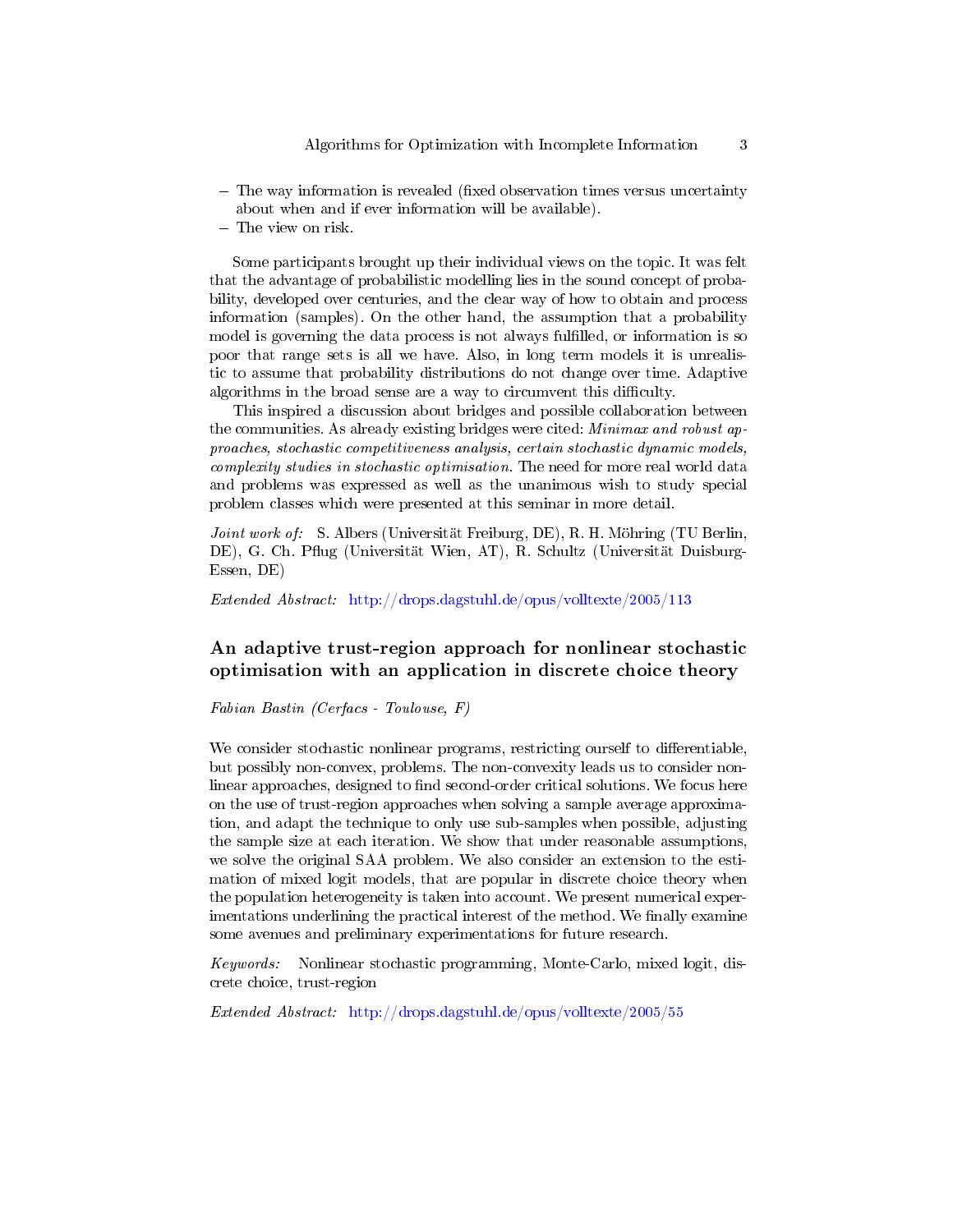- The way information is revealed (fixed observation times versus uncertainty about when and if ever information will be available).
- The view on risk.

Some participants brought up their individual views on the topic. It was felt that the advantage of probabilistic modelling lies in the sound concept of probability, developed over centuries, and the clear way of how to obtain and process information (samples). On the other hand, the assumption that a probability model is governing the data process is not always fulfilled, or information is so poor that range sets is all we have. Also, in long term models it is unrealistic to assume that probability distributions do not change over time. Adaptive algorithms in the broad sense are a way to circumvent this difficulty.

This inspired a discussion about bridges and possible collaboration between the communities. As already existing bridges were cited: *Minimax and robust approaches, stochastic competitiveness analysis, certain stochastic dynamic models, complexity studies in stochastic optimisation*. The need for more real world data and problems was expressed as well as the unanimous wish to study special problem classes which were presented at this seminar in more detail.

*Joint work of:* S. Albers (Universität Freiburg, DE), R. H. Möhring (TU Berlin, DE), G. Ch. Pflug (Universität Wien, AT), R. Schultz (Universität Duisburg-Essen, DE)

*Extended Abstract:* http://drops.dagstuhl.de/opus/volltexte/2005/113

## An adaptive trust-region approach for nonlinear stochastic optimisation with an application in discrete choice theory

*Fabian Bastin (Cerfacs - Toulouse, F)*

We consider stochastic nonlinear programs, restricting ourself to differentiable, but possibly non-convex, problems. The non-convexity leads us to consider nonlinear approaches, designed to find second-order critical solutions. We focus here on the use of trust-region approaches when solving a sample average approximation, and adapt the technique to only use sub-samples when possible, adjusting the sample size at each iteration. We show that under reasonable assumptions, we solve the original SAA problem. We also consider an extension to the estimation of mixed logit models, that are popular in discrete choice theory when the population heterogeneity is taken into account. We present numerical experimentations underlining the practical interest of the method. We finally examine some avenues and preliminary experimentations for future research.

*Keywords:* Nonlinear stochastic programming, Monte-Carlo, mixed logit, discrete choice, trust-region

*Extended Abstract:* http://drops.dagstuhl.de/opus/volltexte/2005/55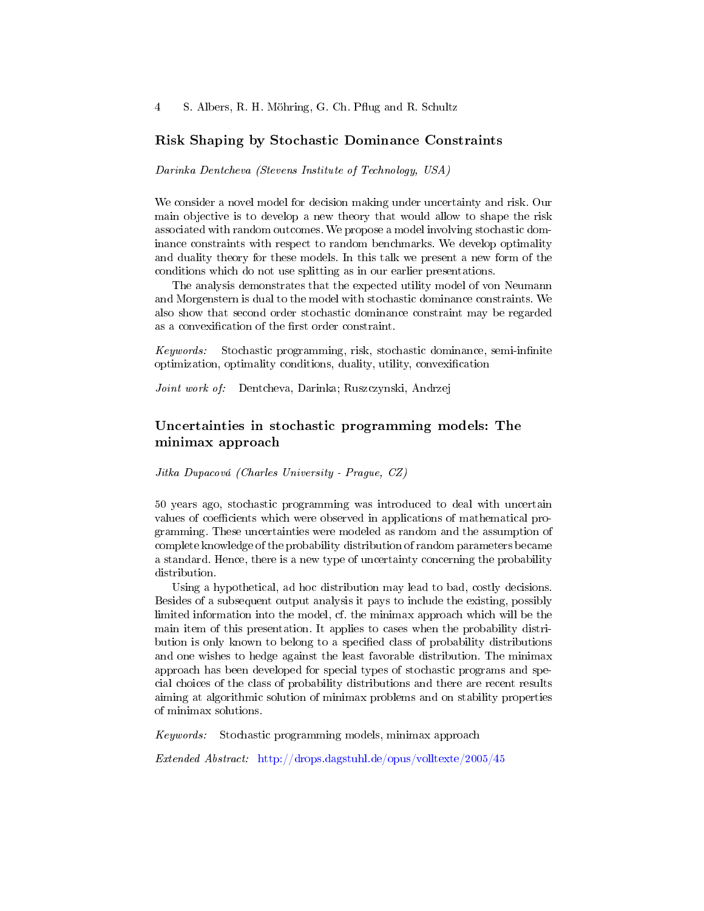## Risk Shaping by Stochastic Dominance Constraints

*Darinka Dentcheva (Stevens Institute of Technology, USA)*

We consider a novel model for decision making under uncertainty and risk. Our main objective is to develop a new theory that would allow to shape the risk associated with random outcomes. We propose a model involving stochastic dominance constraints with respect to random benchmarks. We develop optimality and duality theory for these models. In this talk we present a new form of the conditions which do not use splitting as in our earlier presentations.

The analysis demonstrates that the expected utility model of von Neumann and Morgenstern is dual to the model with stochastic dominance constraints. We also show that second order stochastic dominance constraint may be regarded as a convexification of the first order constraint.

*Keywords:* Stochastic programming, risk, stochastic dominance, semi-infinite optimization, optimality conditions, duality, utility, convexification

*Joint work of:* Dentcheva, Darinka; Ruszczynski, Andrzej

## Uncertainties in stochastic programming models: The minimax approach

*Jitka Dupacová (Charles University - Prague, CZ)*

50 years ago, stochastic programming was introduced to deal with uncertain values of coefficients which were observed in applications of mathematical programming. These uncertainties were modeled as random and the assumption of complete knowledge of the probability distribution of random parameters became a standard. Hence, there is a new type of uncertainty concerning the probability distribution.

Using a hypothetical, ad hoc distribution may lead to bad, costly decisions. Besides of a subsequent output analysis it pays to include the existing, possibly limited information into the model, cf. the minimax approach which will be the main item of this presentation. It applies to cases when the probability distribution is only known to belong to a specified class of probability distributions and one wishes to hedge against the least favorable distribution. The minimax approach has been developed for special types of stochastic programs and special choices of the class of probability distributions and there are recent results aiming at algorithmic solution of minimax problems and on stability properties of minimax solutions.

*Keywords:* Stochastic programming models, minimax approach

*Extended Abstract:* http://drops.dagstuhl.de/opus/volltexte/2005/45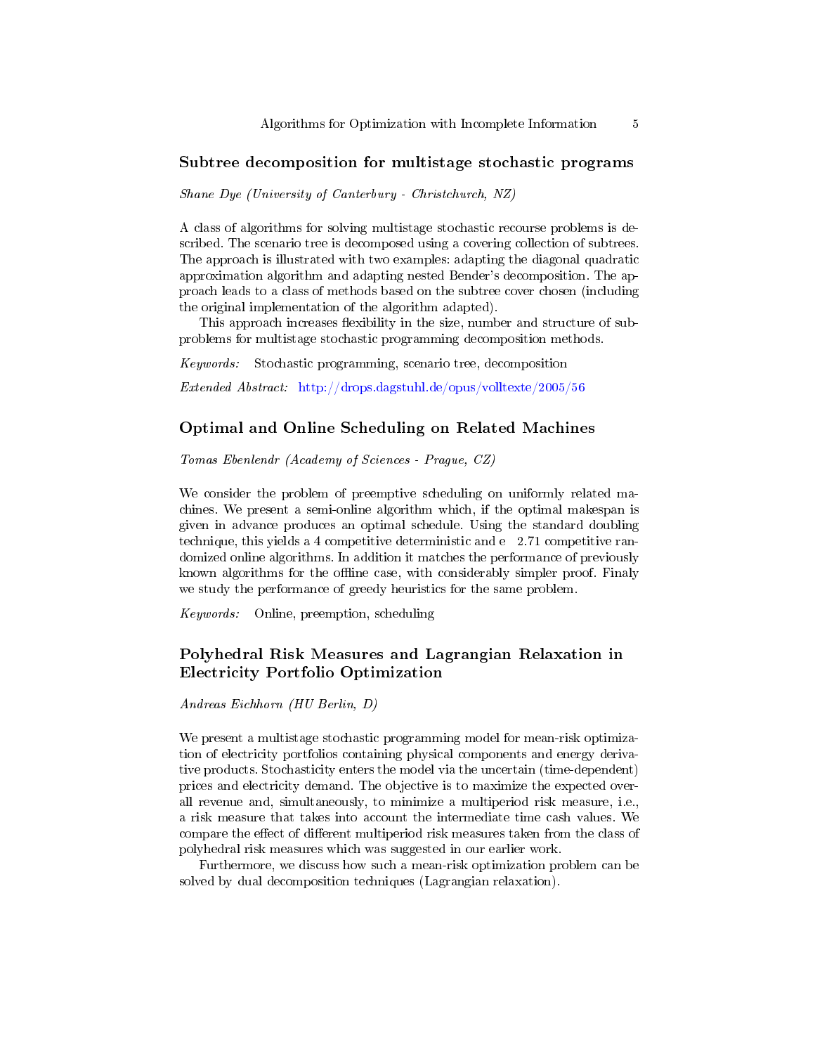## Subtree decomposition for multistage stochastic programs

*Shane Dye (University of Canterbury - Christchurch, NZ)*

A class of algorithms for solving multistage stochastic recourse problems is described. The scenario tree is decomposed using a covering collection of subtrees. The approach is illustrated with two examples: adapting the diagonal quadratic approximation algorithm and adapting nested Bender's decomposition. The approach leads to a class of methods based on the subtree cover chosen (including the original implementation of the algorithm adapted).

This approach increases flexibility in the size, number and structure of subproblems for multistage stochastic programming decomposition methods.

*Keywords:* Stochastic programming, scenario tree, decomposition

*Extended Abstract:* http://drops.dagstuhl.de/opus/volltexte/2005/56

## Optimal and Online Scheduling on Related Machines

*Tomas Ebenlendr (Academy of Sciences - Prague, CZ)*

We consider the problem of preemptive scheduling on uniformly related machines. We present a semi-online algorithm which, if the optimal makespan is given in advance produces an optimal schedule. Using the standard doubling technique, this yields a 4 competitive deterministic and e 2.71 competitive randomized online algorithms. In addition it matches the performance of previously known algorithms for the offline case, with considerably simpler proof. Finaly we study the performance of greedy heuristics for the same problem.

*Keywords:* Online, preemption, scheduling

## Polyhedral Risk Measures and Lagrangian Relaxation in Electricity Portfolio Optimization

*Andreas Eichhorn (HU Berlin, D)*

We present a multistage stochastic programming model for mean-risk optimization of electricity portfolios containing physical components and energy derivative products. Stochasticity enters the model via the uncertain (time-dependent) prices and electricity demand. The objective is to maximize the expected overall revenue and, simultaneously, to minimize a multiperiod risk measure, i.e., a risk measure that takes into account the intermediate time cash values. We compare the effect of different multiperiod risk measures taken from the class of polyhedral risk measures which was suggested in our earlier work.

Furthermore, we discuss how such a mean-risk optimization problem can be solved by dual decomposition techniques (Lagrangian relaxation).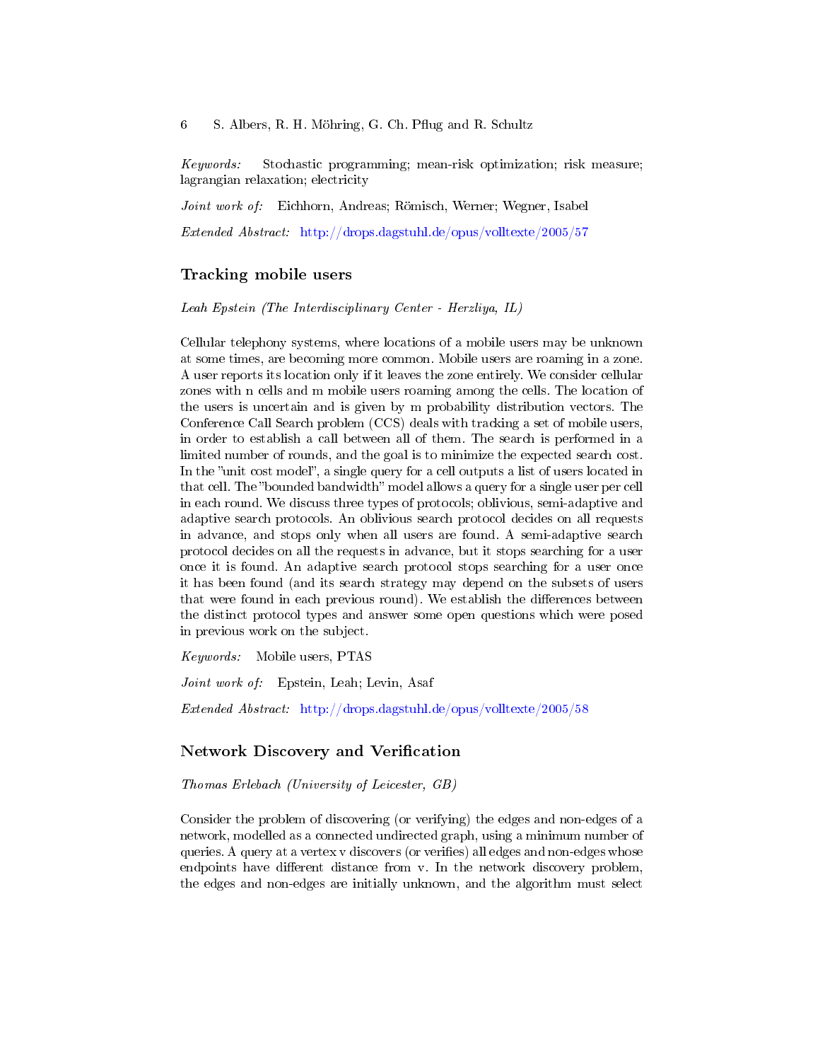*Keywords:* Stochastic programming; mean-risk optimization; risk measure; lagrangian relaxation; electricity

*Joint work of:* Eichhorn, Andreas; Römisch, Werner; Wegner, Isabel

*Extended Abstract:* http://drops.dagstuhl.de/opus/volltexte/2005/57

## Tracking mobile users

*Leah Epstein (The Interdisciplinary Center - Herzliya, IL)*

Cellular telephony systems, where locations of a mobile users may be unknown at some times, are becoming more common. Mobile users are roaming in a zone. A user reports its location only if it leaves the zone entirely. We consider cellular zones with n cells and m mobile users roaming among the cells. The location of the users is uncertain and is given by m probability distribution vectors. The Conference Call Search problem (CCS) deals with tracking a set of mobile users, in order to establish a call between all of them. The search is performed in a limited number of rounds, and the goal is to minimize the expected search cost. In the "unit cost model", a single query for a cell outputs a list of users located in that cell. The "bounded bandwidth" model allows a query for a single user per cell in each round. We discuss three types of protocols; oblivious, semi-adaptive and adaptive search protocols. An oblivious search protocol decides on all requests in advance, and stops only when all users are found. A semi-adaptive search protocol decides on all the requests in advance, but it stops searching for a user once it is found. An adaptive search protocol stops searching for a user once it has been found (and its search strategy may depend on the subsets of users that were found in each previous round). We establish the differences between the distinct protocol types and answer some open questions which were posed in previous work on the subject.

*Keywords:* Mobile users, PTAS

*Joint work of:* Epstein, Leah; Levin, Asaf

*Extended Abstract:* http://drops.dagstuhl.de/opus/volltexte/2005/58

## Network Discovery and Verification

*Thomas Erlebach (University of Leicester, GB)*

Consider the problem of discovering (or verifying) the edges and non-edges of a network, modelled as a connected undirected graph, using a minimum number of queries. A query at a vertex v discovers (or verifies) all edges and non-edges whose endpoints have different distance from v. In the network discovery problem, the edges and non-edges are initially unknown, and the algorithm must select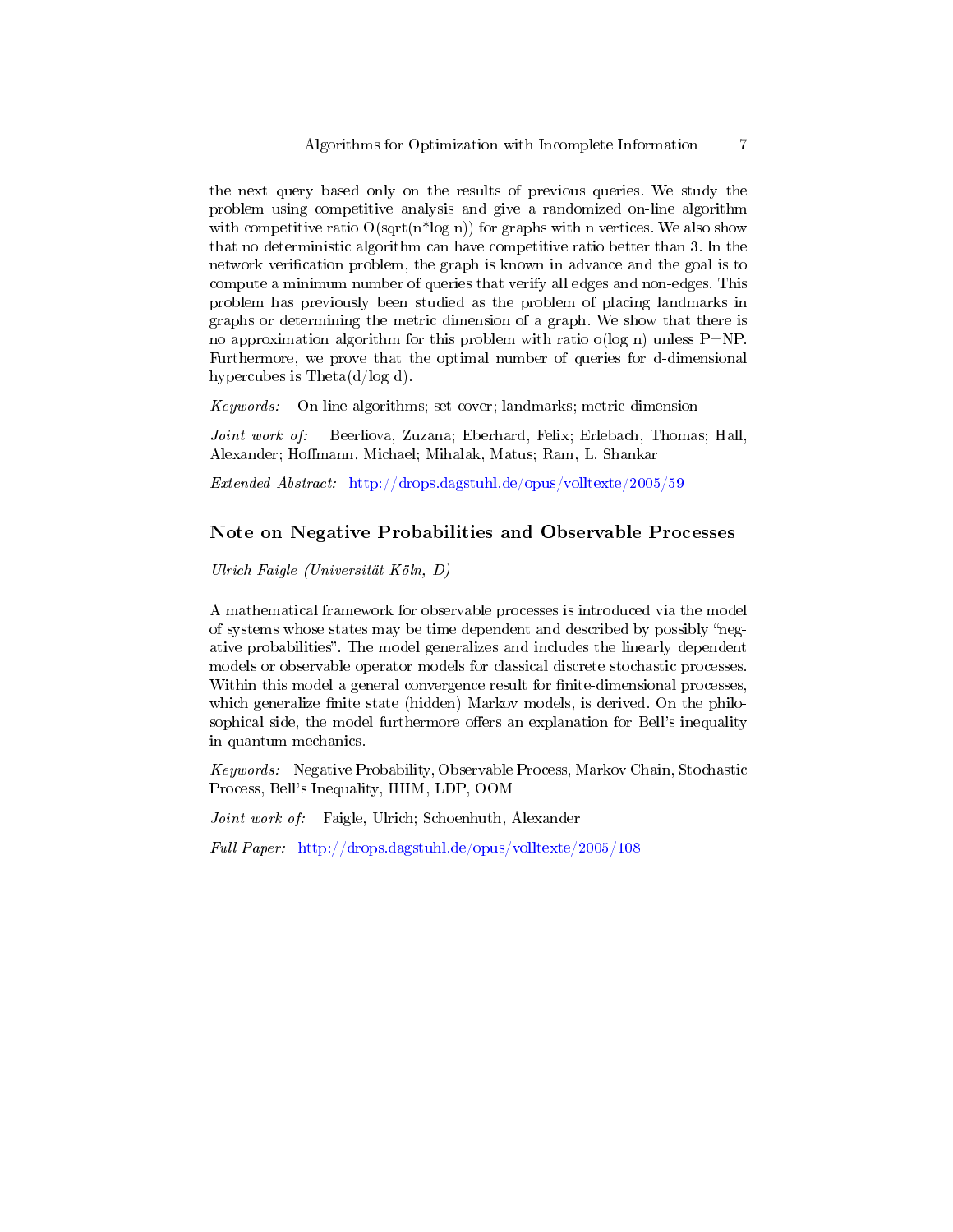the next query based only on the results of previous queries. We study the problem using competitive analysis and give a randomized on-line algorithm with competitive ratio O(sqrt(n*log n)) for graphs with n vertices. We also show that no deterministic algorithm can have competitive ratio better than 3. In the network verification problem, the graph is known in advance and the goal is to compute a minimum number of queries that verify all edges and non-edges. This problem has previously been studied as the problem of placing landmarks in graphs or determining the metric dimension of a graph. We show that there is no approximation algorithm for this problem with ratio o(log n) unless P=NP. Furthermore, we prove that the optimal number of queries for d-dimensional hypercubes is Theta(d/log d).

*Keywords:* On-line algorithms; set cover; landmarks; metric dimension

*Joint work of:* Beerliova, Zuzana; Eberhard, Felix; Erlebach, Thomas; Hall, Alexander; Hoffmann, Michael; Mihalak, Matus; Ram, L. Shankar

*Extended Abstract:* http://drops.dagstuhl.de/opus/volltexte/2005/59

## Note on Negative Probabilities and Observable Processes

*Ulrich Faigle (Universität Köln, D)*

A mathematical framework for observable processes is introduced via the model of systems whose states may be time dependent and described by possibly "negative probabilities". The model generalizes and includes the linearly dependent models or observable operator models for classical discrete stochastic processes. Within this model a general convergence result for finite-dimensional processes, which generalize finite state (hidden) Markov models, is derived. On the philosophical side, the model furthermore offers an explanation for Bell's inequality in quantum mechanics.

*Keywords:* Negative Probability, Observable Process, Markov Chain, Stochastic Process, Bell's Inequality, HHM, LDP, OOM

*Joint work of:* Faigle, Ulrich; Schoenhuth, Alexander

*Full Paper:* http://drops.dagstuhl.de/opus/volltexte/2005/108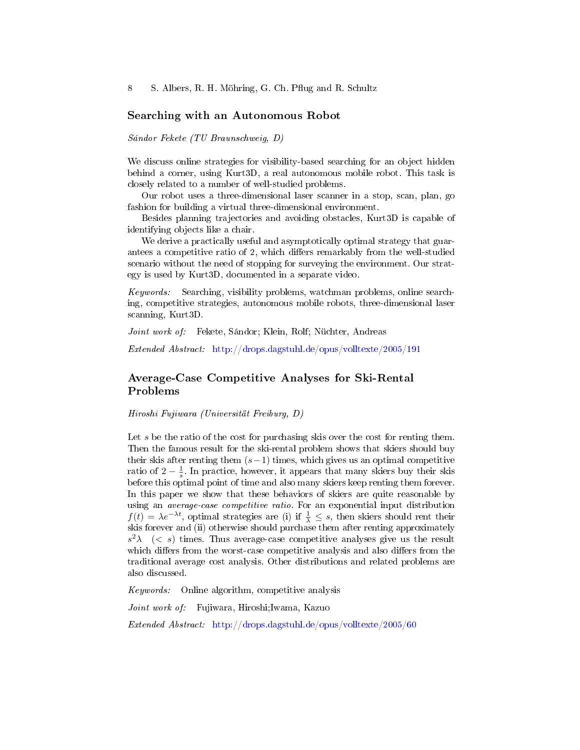## Searching with an Autonomous Robot

*Sándor Fekete (TU Braunschweig, D)*

We discuss online strategies for visibility-based searching for an object hidden behind a corner, using Kurt3D, a real autonomous mobile robot. This task is closely related to a number of well-studied problems.

Our robot uses a three-dimensional laser scanner in a stop, scan, plan, go fashion for building a virtual three-dimensional environment.

Besides planning trajectories and avoiding obstacles, Kurt3D is capable of identifying objects like a chair.

We derive a practically useful and asymptotically optimal strategy that guarantees a competitive ratio of 2, which differs remarkably from the well-studied scenario without the need of stopping for surveying the environment. Our strategy is used by Kurt3D, documented in a separate video.

*Keywords:* Searching, visibility problems, watchman problems, online searching, competitive strategies, autonomous mobile robots, three-dimensional laser scanning, Kurt3D.

*Joint work of:* Fekete, Sándor; Klein, Rolf; Nüchter, Andreas

*Extended Abstract:* http://drops.dagstuhl.de/opus/volltexte/2005/191

## Average-Case Competitive Analyses for Ski-Rental Problems

*Hiroshi Fujiwara (Universität Freiburg, D)*

Let $s$ be the ratio of the cost for purchasing skis over the cost for renting them. Then the famous result for the ski-rental problem shows that skiers should buy their skis after renting them $(s-1)$ times, which gives us an optimal competitive ratio of $2 - \frac{1}{s}$. In practice, however, it appears that many skiers buy their skis before this optimal point of time and also many skiers keep renting them forever. In this paper we show that these behaviors of skiers are quite reasonable by using an *average-case competitive ratio*. For an exponential input distribution $f(t) = \lambda e^{-\lambda t}$, optimal strategies are (i) if $\frac{1}{\lambda} \leq s$, then skiers should rent their skis forever and (ii) otherwise should purchase them after renting approximately $s^2\lambda \quad (< s)$ times. Thus average-case competitive analyses give us the result which differs from the worst-case competitive analysis and also differs from the traditional average cost analysis. Other distributions and related problems are also discussed.

*Keywords:* Online algorithm, competitive analysis

*Joint work of:* Fujiwara, Hiroshi;Iwama, Kazuo

*Extended Abstract:* http://drops.dagstuhl.de/opus/volltexte/2005/60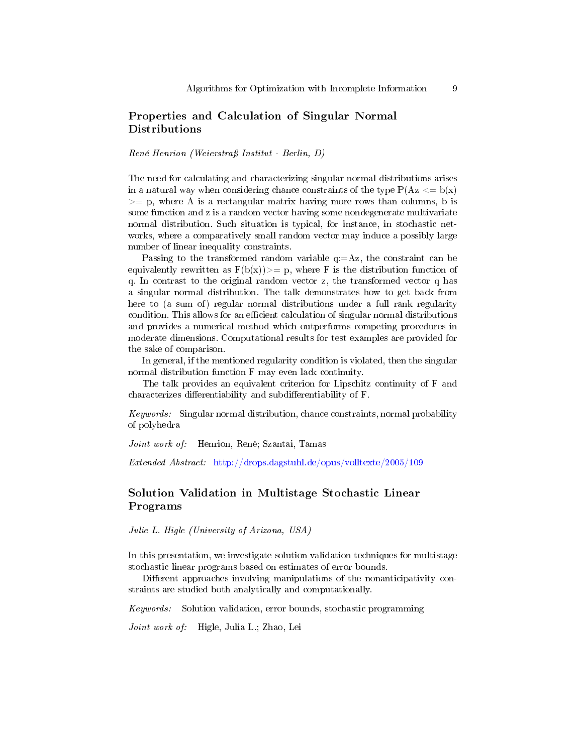## Properties and Calculation of Singular Normal Distributions

*René Henrion (Weierstraß Institut - Berlin, D)*

The need for calculating and characterizing singular normal distributions arises in a natural way when considering chance constraints of the type P(Az <= b(x) >= p, where A is a rectangular matrix having more rows than columns, b is some function and z is a random vector having some nondegenerate multivariate normal distribution. Such situation is typical, for instance, in stochastic networks, where a comparatively small random vector may induce a possibly large number of linear inequality constraints.

Passing to the transformed random variable q:=Az, the constraint can be equivalently rewritten as F(b(x))>= p, where F is the distribution function of q. In contrast to the original random vector z, the transformed vector q has a singular normal distribution. The talk demonstrates how to get back from here to (a sum of) regular normal distributions under a full rank regularity condition. This allows for an efficient calculation of singular normal distributions and provides a numerical method which outperforms competing procedures in moderate dimensions. Computational results for test examples are provided for the sake of comparison.

In general, if the mentioned regularity condition is violated, then the singular normal distribution function F may even lack continuity.

The talk provides an equivalent criterion for Lipschitz continuity of F and characterizes differentiability and subdifferentiability of F.

*Keywords:* Singular normal distribution, chance constraints, normal probability of polyhedra

*Joint work of:* Henrion, René; Szantai, Tamas

*Extended Abstract:* http://drops.dagstuhl.de/opus/volltexte/2005/109

## Solution Validation in Multistage Stochastic Linear Programs

*Julie L. Higle (University of Arizona, USA)*

In this presentation, we investigate solution validation techniques for multistage stochastic linear programs based on estimates of error bounds.

Different approaches involving manipulations of the nonanticipativity constraints are studied both analytically and computationally.

*Keywords:* Solution validation, error bounds, stochastic programming

*Joint work of:* Higle, Julia L.; Zhao, Lei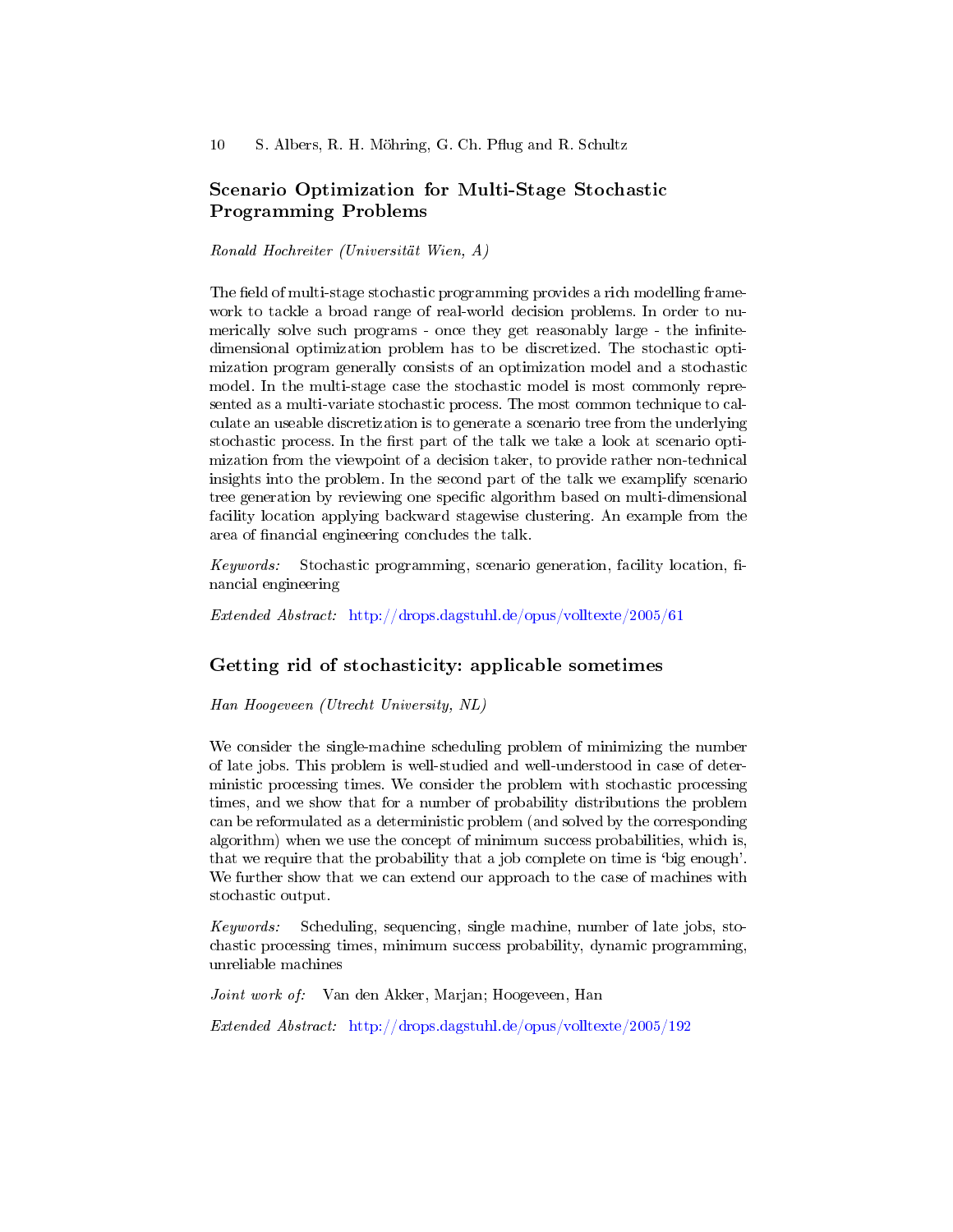## Scenario Optimization for Multi-Stage Stochastic Programming Problems

*Ronald Hochreiter (Universität Wien, A)*

The field of multi-stage stochastic programming provides a rich modelling framework to tackle a broad range of real-world decision problems. In order to numerically solve such programs - once they get reasonably large - the infinite-dimensional optimization problem has to be discretized. The stochastic optimization program generally consists of an optimization model and a stochastic model. In the multi-stage case the stochastic model is most commonly represented as a multi-variate stochastic process. The most common technique to calculate an useable discretization is to generate a scenario tree from the underlying stochastic process. In the first part of the talk we take a look at scenario optimization from the viewpoint of a decision taker, to provide rather non-technical insights into the problem. In the second part of the talk we examplify scenario tree generation by reviewing one specific algorithm based on multi-dimensional facility location applying backward stagewise clustering. An example from the area of financial engineering concludes the talk.

*Keywords:* Stochastic programming, scenario generation, facility location, financial engineering

*Extended Abstract:* http://drops.dagstuhl.de/opus/volltexte/2005/61

## Getting rid of stochasticity: applicable sometimes

*Han Hoogeveen (Utrecht University, NL)*

We consider the single-machine scheduling problem of minimizing the number of late jobs. This problem is well-studied and well-understood in case of deterministic processing times. We consider the problem with stochastic processing times, and we show that for a number of probability distributions the problem can be reformulated as a deterministic problem (and solved by the corresponding algorithm) when we use the concept of minimum success probabilities, which is, that we require that the probability that a job complete on time is 'big enough'. We further show that we can extend our approach to the case of machines with stochastic output.

*Keywords:* Scheduling, sequencing, single machine, number of late jobs, stochastic processing times, minimum success probability, dynamic programming, unreliable machines

*Joint work of:* Van den Akker, Marjan; Hoogeveen, Han

*Extended Abstract:* http://drops.dagstuhl.de/opus/volltexte/2005/192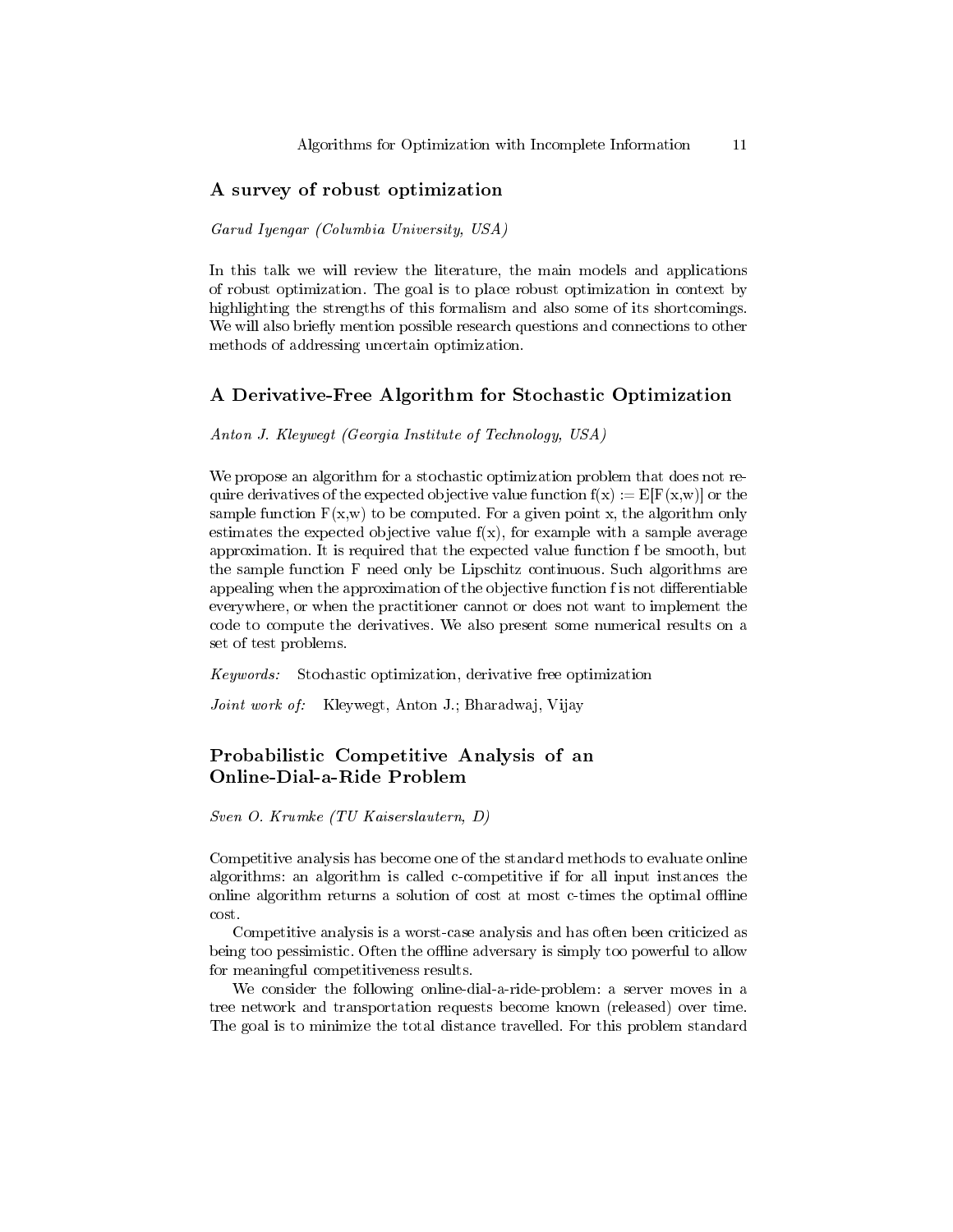## A survey of robust optimization

*Garud Iyengar (Columbia University, USA)*

In this talk we will review the literature, the main models and applications of robust optimization. The goal is to place robust optimization in context by highlighting the strengths of this formalism and also some of its shortcomings. We will also briefly mention possible research questions and connections to other methods of addressing uncertain optimization.

## A Derivative-Free Algorithm for Stochastic Optimization

*Anton J. Kleywegt (Georgia Institute of Technology, USA)*

We propose an algorithm for a stochastic optimization problem that does not require derivatives of the expected objective value function $f(x) := E[F(x,w)]$ or the sample function $F(x,w)$ to be computed. For a given point x, the algorithm only estimates the expected objective value $f(x)$, for example with a sample average approximation. It is required that the expected value function f be smooth, but the sample function F need only be Lipschitz continuous. Such algorithms are appealing when the approximation of the objective function f is not differentiable everywhere, or when the practitioner cannot or does not want to implement the code to compute the derivatives. We also present some numerical results on a set of test problems.

*Keywords:* Stochastic optimization, derivative free optimization

*Joint work of:* Kleywegt, Anton J.; Bharadwaj, Vijay

## Probabilistic Competitive Analysis of an Online-Dial-a-Ride Problem

*Sven O. Krumke (TU Kaiserslautern, D)*

Competitive analysis has become one of the standard methods to evaluate online algorithms: an algorithm is called c-competitive if for all input instances the online algorithm returns a solution of cost at most c-times the optimal offline cost.

Competitive analysis is a worst-case analysis and has often been criticized as being too pessimistic. Often the offline adversary is simply too powerful to allow for meaningful competitiveness results.

We consider the following online-dial-a-ride-problem: a server moves in a tree network and transportation requests become known (released) over time. The goal is to minimize the total distance travelled. For this problem standard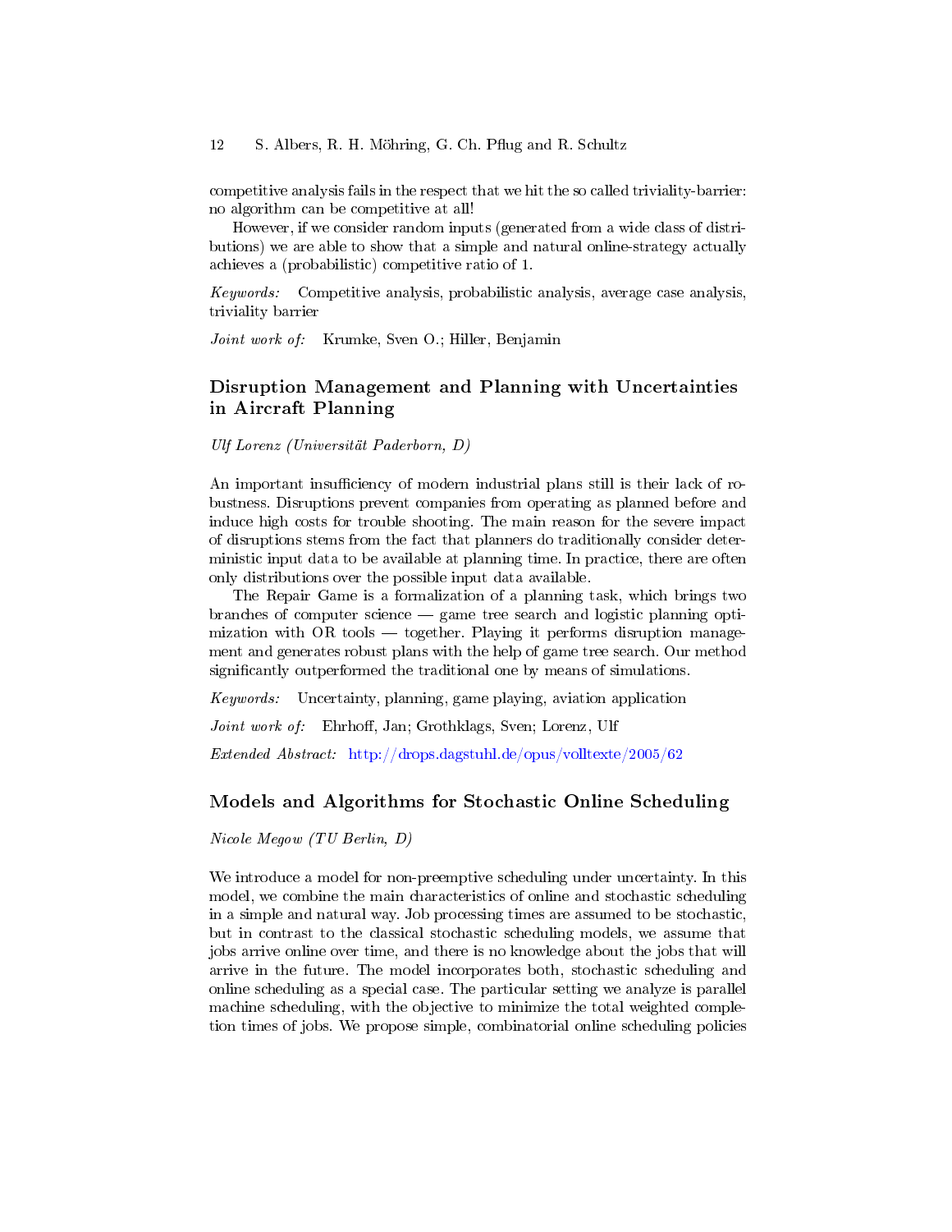competitive analysis fails in the respect that we hit the so called triviality-barrier: no algorithm can be competitive at all!

However, if we consider random inputs (generated from a wide class of distributions) we are able to show that a simple and natural online-strategy actually achieves a (probabilistic) competitive ratio of 1.

*Keywords:* Competitive analysis, probabilistic analysis, average case analysis, triviality barrier

*Joint work of:* Krumke, Sven O.; Hiller, Benjamin

## Disruption Management and Planning with Uncertainties in Aircraft Planning

*Ulf Lorenz (Universität Paderborn, D)*

An important insufficiency of modern industrial plans still is their lack of robustness. Disruptions prevent companies from operating as planned before and induce high costs for trouble shooting. The main reason for the severe impact of disruptions stems from the fact that planners do traditionally consider deterministic input data to be available at planning time. In practice, there are often only distributions over the possible input data available.

The Repair Game is a formalization of a planning task, which brings two branches of computer science — game tree search and logistic planning optimization with OR tools — together. Playing it performs disruption management and generates robust plans with the help of game tree search. Our method significantly outperformed the traditional one by means of simulations.

*Keywords:* Uncertainty, planning, game playing, aviation application

*Joint work of:* Ehrhoff, Jan; Grothklags, Sven; Lorenz, Ulf

*Extended Abstract:* http://drops.dagstuhl.de/opus/volltexte/2005/62

## Models and Algorithms for Stochastic Online Scheduling

*Nicole Megow (TU Berlin, D)*

We introduce a model for non-preemptive scheduling under uncertainty. In this model, we combine the main characteristics of online and stochastic scheduling in a simple and natural way. Job processing times are assumed to be stochastic, but in contrast to the classical stochastic scheduling models, we assume that jobs arrive online over time, and there is no knowledge about the jobs that will arrive in the future. The model incorporates both, stochastic scheduling and online scheduling as a special case. The particular setting we analyze is parallel machine scheduling, with the objective to minimize the total weighted completion times of jobs. We propose simple, combinatorial online scheduling policies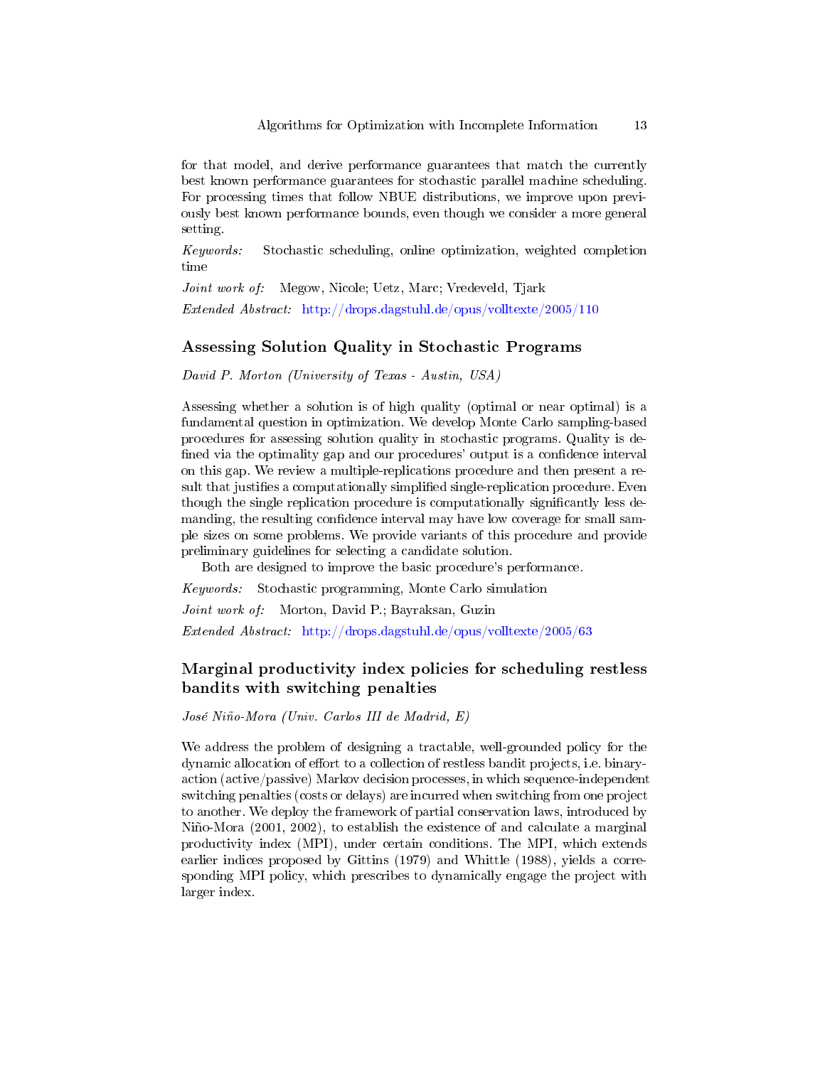for that model, and derive performance guarantees that match the currently best known performance guarantees for stochastic parallel machine scheduling. For processing times that follow NBUE distributions, we improve upon previously best known performance bounds, even though we consider a more general setting.

*Keywords:* Stochastic scheduling, online optimization, weighted completion time

*Joint work of:* Megow, Nicole; Uetz, Marc; Vredeveld, Tjark

*Extended Abstract:* http://drops.dagstuhl.de/opus/volltexte/2005/110

## Assessing Solution Quality in Stochastic Programs

*David P. Morton (University of Texas - Austin, USA)*

Assessing whether a solution is of high quality (optimal or near optimal) is a fundamental question in optimization. We develop Monte Carlo sampling-based procedures for assessing solution quality in stochastic programs. Quality is defined via the optimality gap and our procedures' output is a confidence interval on this gap. We review a multiple-replications procedure and then present a result that justifies a computationally simplified single-replication procedure. Even though the single replication procedure is computationally significantly less demanding, the resulting confidence interval may have low coverage for small sample sizes on some problems. We provide variants of this procedure and provide preliminary guidelines for selecting a candidate solution.

Both are designed to improve the basic procedure's performance.

*Keywords:* Stochastic programming, Monte Carlo simulation

*Joint work of:* Morton, David P.; Bayraksan, Guzin

*Extended Abstract:* http://drops.dagstuhl.de/opus/volltexte/2005/63

## Marginal productivity index policies for scheduling restless bandits with switching penalties

*José Niño-Mora (Univ. Carlos III de Madrid, E)*

We address the problem of designing a tractable, well-grounded policy for the dynamic allocation of effort to a collection of restless bandit projects, i.e. binary-action (active/passive) Markov decision processes, in which sequence-independent switching penalties (costs or delays) are incurred when switching from one project to another. We deploy the framework of partial conservation laws, introduced by Niño-Mora (2001, 2002), to establish the existence of and calculate a marginal productivity index (MPI), under certain conditions. The MPI, which extends earlier indices proposed by Gittins (1979) and Whittle (1988), yields a corresponding MPI policy, which prescribes to dynamically engage the project with larger index.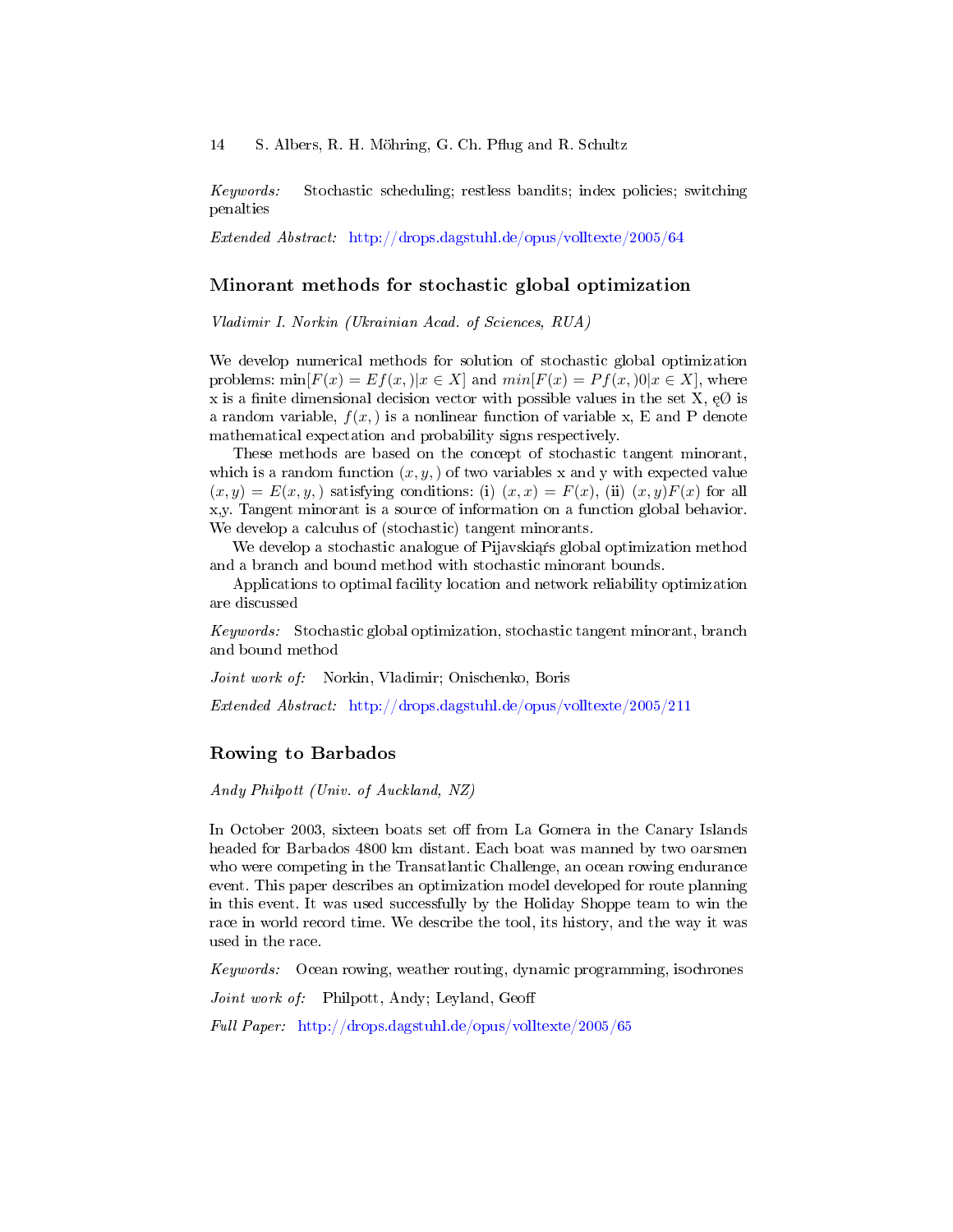*Keywords:* Stochastic scheduling; restless bandits; index policies; switching penalties

*Extended Abstract:* http://drops.dagstuhl.de/opus/volltexte/2005/64

## Minorant methods for stochastic global optimization

*Vladimir I. Norkin (Ukrainian Acad. of Sciences, RUA)*

We develop numerical methods for solution of stochastic global optimization problems: $\min[F(x) = Ef(x,)|x \in X]$ and $min[F(x) = Pf(x,)0|x \in X]$, where x is a finite dimensional decision vector with possible values in the set X, ęØ is a random variable, $f(x,)$ is a nonlinear function of variable x, E and P denote mathematical expectation and probability signs respectively.

These methods are based on the concept of stochastic tangent minorant, which is a random function $(x, y, )$ of two variables x and y with expected value $(x, y) = E(x, y, )$ satisfying conditions: (i) $(x, x) = F(x)$, (ii) $(x, y)F(x)$ for all x,y. Tangent minorant is a source of information on a function global behavior. We develop a calculus of (stochastic) tangent minorants.

We develop a stochastic analogue of Pijavskią́s global optimization method and a branch and bound method with stochastic minorant bounds.

Applications to optimal facility location and network reliability optimization are discussed

*Keywords:* Stochastic global optimization, stochastic tangent minorant, branch and bound method

*Joint work of:* Norkin, Vladimir; Onischenko, Boris

*Extended Abstract:* http://drops.dagstuhl.de/opus/volltexte/2005/211

## Rowing to Barbados

*Andy Philpott (Univ. of Auckland, NZ)*

In October 2003, sixteen boats set off from La Gomera in the Canary Islands headed for Barbados 4800 km distant. Each boat was manned by two oarsmen who were competing in the Transatlantic Challenge, an ocean rowing endurance event. This paper describes an optimization model developed for route planning in this event. It was used successfully by the Holiday Shoppe team to win the race in world record time. We describe the tool, its history, and the way it was used in the race.

*Keywords:* Ocean rowing, weather routing, dynamic programming, isochrones

*Joint work of:* Philpott, Andy; Leyland, Geoff

*Full Paper:* http://drops.dagstuhl.de/opus/volltexte/2005/65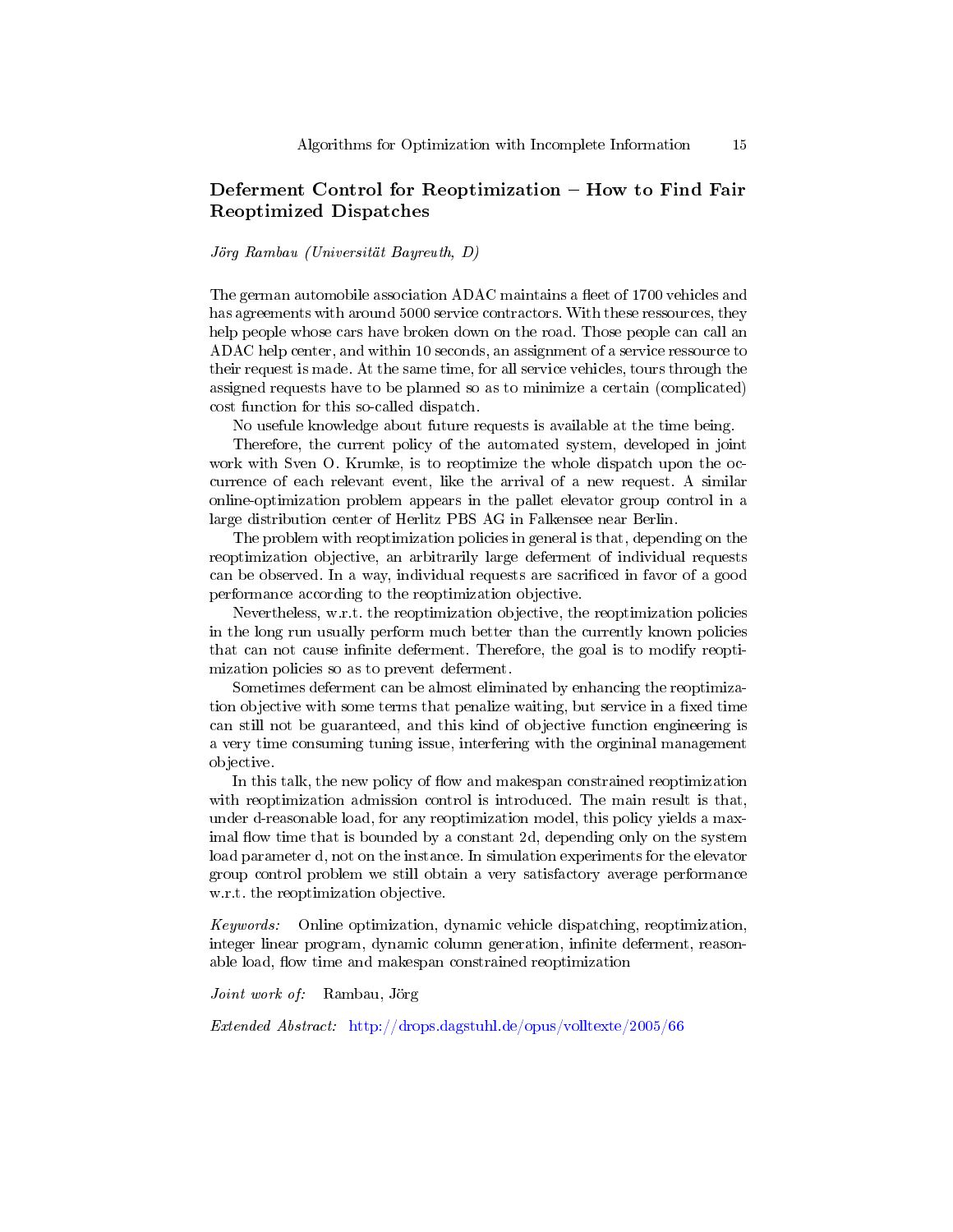## Deferment Control for Reoptimization – How to Find Fair Reoptimized Dispatches

*Jörg Rambau (Universität Bayreuth, D)*

The german automobile association ADAC maintains a fleet of 1700 vehicles and has agreements with around 5000 service contractors. With these ressources, they help people whose cars have broken down on the road. Those people can call an ADAC help center, and within 10 seconds, an assignment of a service ressource to their request is made. At the same time, for all service vehicles, tours through the assigned requests have to be planned so as to minimize a certain (complicated) cost function for this so-called dispatch.

No usefule knowledge about future requests is available at the time being.

Therefore, the current policy of the automated system, developed in joint work with Sven O. Krumke, is to reoptimize the whole dispatch upon the occurrence of each relevant event, like the arrival of a new request. A similar online-optimization problem appears in the pallet elevator group control in a large distribution center of Herlitz PBS AG in Falkensee near Berlin.

The problem with reoptimization policies in general is that, depending on the reoptimization objective, an arbitrarily large deferment of individual requests can be observed. In a way, individual requests are sacrificed in favor of a good performance according to the reoptimization objective.

Nevertheless, w.r.t. the reoptimization objective, the reoptimization policies in the long run usually perform much better than the currently known policies that can not cause infinite deferment. Therefore, the goal is to modify reoptimization policies so as to prevent deferment.

Sometimes deferment can be almost eliminated by enhancing the reoptimization objective with some terms that penalize waiting, but service in a fixed time can still not be guaranteed, and this kind of objective function engineering is a very time consuming tuning issue, interfering with the orgininal management objective.

In this talk, the new policy of flow and makespan constrained reoptimization with reoptimization admission control is introduced. The main result is that, under d-reasonable load, for any reoptimization model, this policy yields a maximal flow time that is bounded by a constant 2d, depending only on the system load parameter d, not on the instance. In simulation experiments for the elevator group control problem we still obtain a very satisfactory average performance w.r.t. the reoptimization objective.

*Keywords:* Online optimization, dynamic vehicle dispatching, reoptimization, integer linear program, dynamic column generation, infinite deferment, reasonable load, flow time and makespan constrained reoptimization

*Joint work of:* Rambau, Jörg

*Extended Abstract:* http://drops.dagstuhl.de/opus/volltexte/2005/66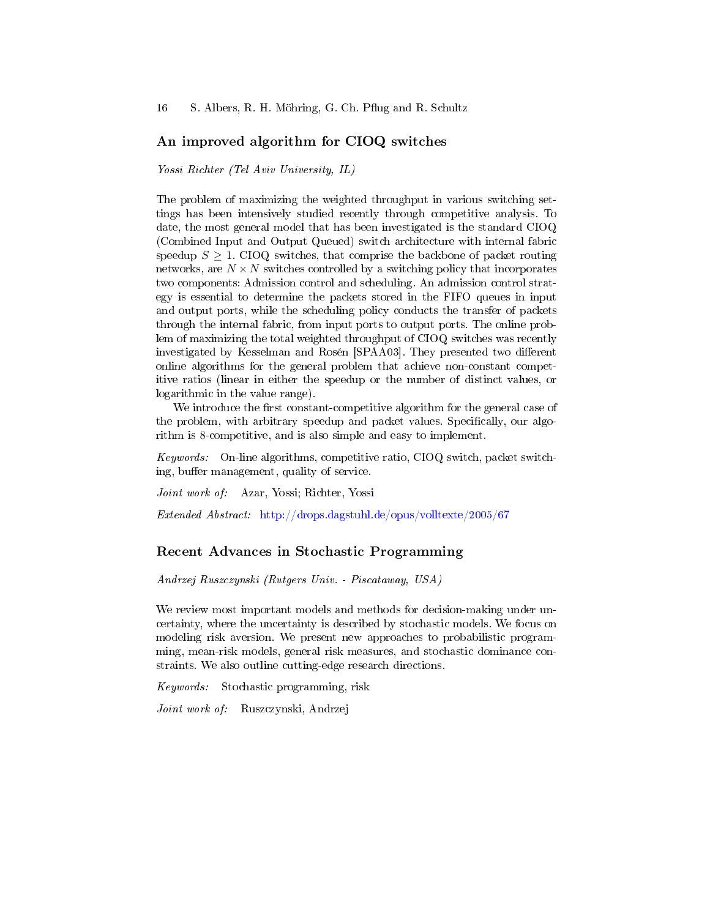## An improved algorithm for CIOQ switches

*Yossi Richter (Tel Aviv University, IL)*

The problem of maximizing the weighted throughput in various switching settings has been intensively studied recently through competitive analysis. To date, the most general model that has been investigated is the standard CIOQ (Combined Input and Output Queued) switch architecture with internal fabric speedup $S \geq 1$. CIOQ switches, that comprise the backbone of packet routing networks, are $N \times N$ switches controlled by a switching policy that incorporates two components: Admission control and scheduling. An admission control strategy is essential to determine the packets stored in the FIFO queues in input and output ports, while the scheduling policy conducts the transfer of packets through the internal fabric, from input ports to output ports. The online problem of maximizing the total weighted throughput of CIOQ switches was recently investigated by Kesselman and Rosén [SPAA03]. They presented two different online algorithms for the general problem that achieve non-constant competitive ratios (linear in either the speedup or the number of distinct values, or logarithmic in the value range).

We introduce the first constant-competitive algorithm for the general case of the problem, with arbitrary speedup and packet values. Specifically, our algorithm is 8-competitive, and is also simple and easy to implement.

*Keywords:* On-line algorithms, competitive ratio, CIOQ switch, packet switching, buffer management, quality of service.

*Joint work of:* Azar, Yossi; Richter, Yossi

*Extended Abstract:* http://drops.dagstuhl.de/opus/volltexte/2005/67

## Recent Advances in Stochastic Programming

*Andrzej Ruszczynski (Rutgers Univ. - Piscataway, USA)*

We review most important models and methods for decision-making under uncertainty, where the uncertainty is described by stochastic models. We focus on modeling risk aversion. We present new approaches to probabilistic programming, mean-risk models, general risk measures, and stochastic dominance constraints. We also outline cutting-edge research directions.

*Keywords:* Stochastic programming, risk

*Joint work of:* Ruszczynski, Andrzej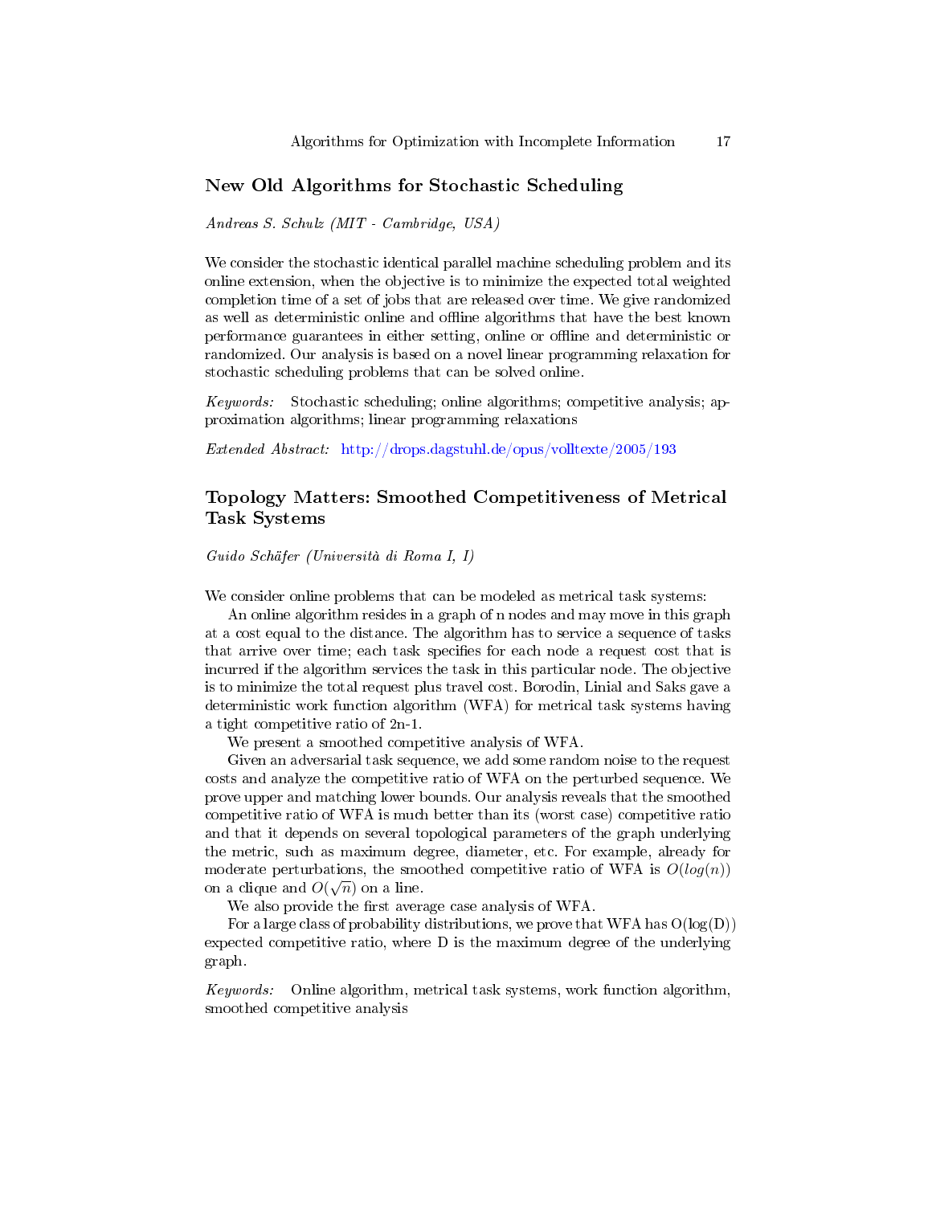## New Old Algorithms for Stochastic Scheduling

*Andreas S. Schulz (MIT - Cambridge, USA)*

We consider the stochastic identical parallel machine scheduling problem and its online extension, when the objective is to minimize the expected total weighted completion time of a set of jobs that are released over time. We give randomized as well as deterministic online and offline algorithms that have the best known performance guarantees in either setting, online or offline and deterministic or randomized. Our analysis is based on a novel linear programming relaxation for stochastic scheduling problems that can be solved online.

*Keywords:* Stochastic scheduling; online algorithms; competitive analysis; approximation algorithms; linear programming relaxations

*Extended Abstract:* http://drops.dagstuhl.de/opus/volltexte/2005/193

## Topology Matters: Smoothed Competitiveness of Metrical Task Systems

*Guido Schäfer (Università di Roma I, I)*

We consider online problems that can be modeled as metrical task systems:

An online algorithm resides in a graph of n nodes and may move in this graph at a cost equal to the distance. The algorithm has to service a sequence of tasks that arrive over time; each task specifies for each node a request cost that is incurred if the algorithm services the task in this particular node. The objective is to minimize the total request plus travel cost. Borodin, Linial and Saks gave a deterministic work function algorithm (WFA) for metrical task systems having a tight competitive ratio of 2n-1.

We present a smoothed competitive analysis of WFA.

Given an adversarial task sequence, we add some random noise to the request costs and analyze the competitive ratio of WFA on the perturbed sequence. We prove upper and matching lower bounds. Our analysis reveals that the smoothed competitive ratio of WFA is much better than its (worst case) competitive ratio and that it depends on several topological parameters of the graph underlying the metric, such as maximum degree, diameter, etc. For example, already for moderate perturbations, the smoothed competitive ratio of WFA is $O(log(n))$ on a clique and $O(\sqrt{n})$ on a line.

We also provide the first average case analysis of WFA.

For a large class of probability distributions, we prove that WFA has O(log(D)) expected competitive ratio, where D is the maximum degree of the underlying graph.

*Keywords:* Online algorithm, metrical task systems, work function algorithm, smoothed competitive analysis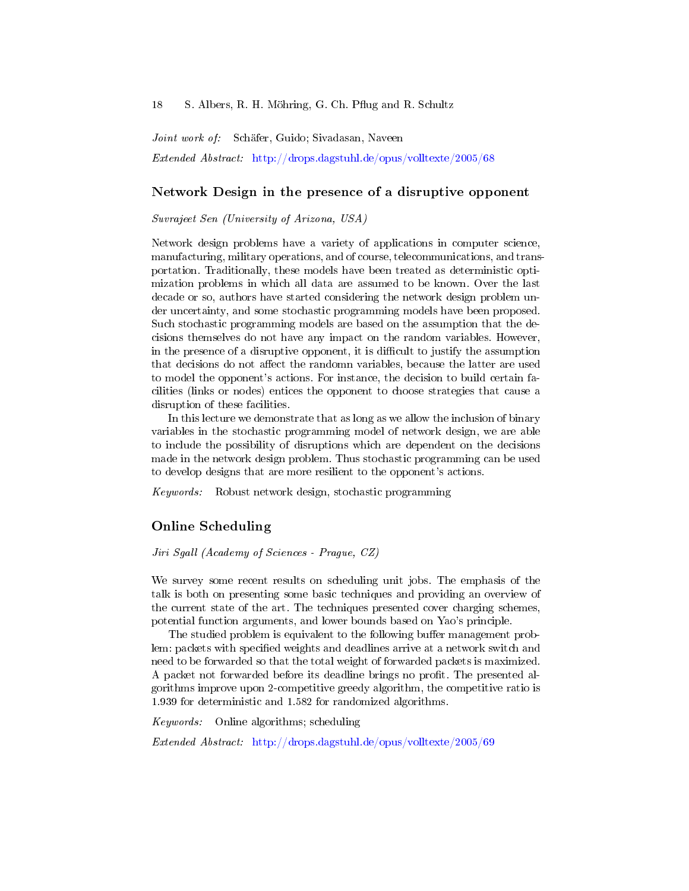*Joint work of:* Schäfer, Guido; Sivadasan, Naveen

*Extended Abstract:* http://drops.dagstuhl.de/opus/volltexte/2005/68

## Network Design in the presence of a disruptive opponent

*Suvrajeet Sen (University of Arizona, USA)*

Network design problems have a variety of applications in computer science, manufacturing, military operations, and of course, telecommunications, and transportation. Traditionally, these models have been treated as deterministic optimization problems in which all data are assumed to be known. Over the last decade or so, authors have started considering the network design problem under uncertainty, and some stochastic programming models have been proposed. Such stochastic programming models are based on the assumption that the decisions themselves do not have any impact on the random variables. However, in the presence of a disruptive opponent, it is difficult to justify the assumption that decisions do not affect the randomn variables, because the latter are used to model the opponent's actions. For instance, the decision to build certain facilities (links or nodes) entices the opponent to choose strategies that cause a disruption of these facilities.

In this lecture we demonstrate that as long as we allow the inclusion of binary variables in the stochastic programming model of network design, we are able to include the possibility of disruptions which are dependent on the decisions made in the network design problem. Thus stochastic programming can be used to develop designs that are more resilient to the opponent's actions.

*Keywords:* Robust network design, stochastic programming

## Online Scheduling

*Jiri Sgall (Academy of Sciences - Prague, CZ)*

We survey some recent results on scheduling unit jobs. The emphasis of the talk is both on presenting some basic techniques and providing an overview of the current state of the art. The techniques presented cover charging schemes, potential function arguments, and lower bounds based on Yao's principle.

The studied problem is equivalent to the following buffer management problem: packets with specified weights and deadlines arrive at a network switch and need to be forwarded so that the total weight of forwarded packets is maximized. A packet not forwarded before its deadline brings no profit. The presented algorithms improve upon 2-competitive greedy algorithm, the competitive ratio is 1.939 for deterministic and 1.582 for randomized algorithms.

*Keywords:* Online algorithms; scheduling

*Extended Abstract:* http://drops.dagstuhl.de/opus/volltexte/2005/69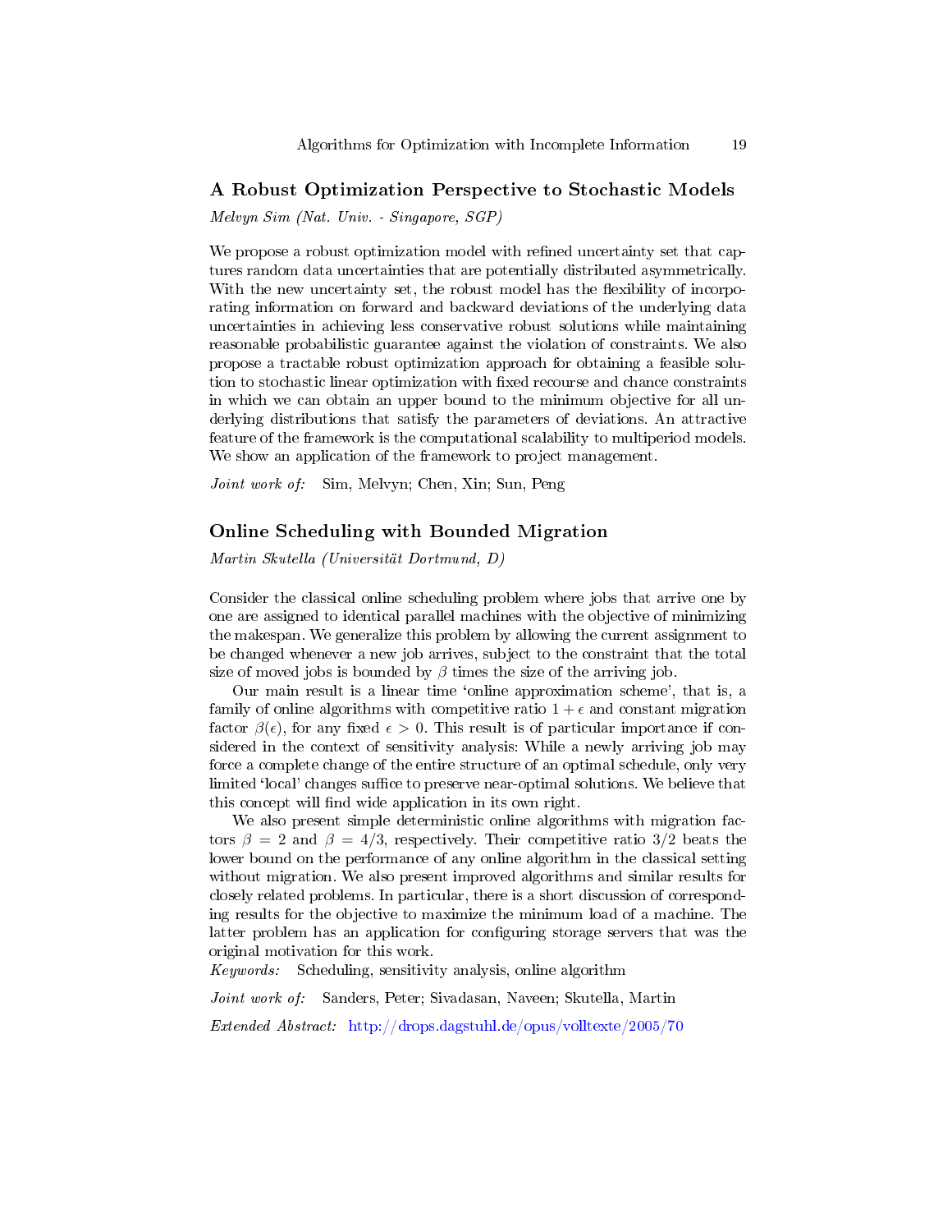## A Robust Optimization Perspective to Stochastic Models

*Melvyn Sim (Nat. Univ. - Singapore, SGP)*

We propose a robust optimization model with refined uncertainty set that captures random data uncertainties that are potentially distributed asymmetrically. With the new uncertainty set, the robust model has the flexibility of incorporating information on forward and backward deviations of the underlying data uncertainties in achieving less conservative robust solutions while maintaining reasonable probabilistic guarantee against the violation of constraints. We also propose a tractable robust optimization approach for obtaining a feasible solution to stochastic linear optimization with fixed recourse and chance constraints in which we can obtain an upper bound to the minimum objective for all underlying distributions that satisfy the parameters of deviations. An attractive feature of the framework is the computational scalability to multiperiod models. We show an application of the framework to project management.

*Joint work of:* Sim, Melvyn; Chen, Xin; Sun, Peng

## Online Scheduling with Bounded Migration

*Martin Skutella (Universität Dortmund, D)*

Consider the classical online scheduling problem where jobs that arrive one by one are assigned to identical parallel machines with the objective of minimizing the makespan. We generalize this problem by allowing the current assignment to be changed whenever a new job arrives, subject to the constraint that the total size of moved jobs is bounded by $\beta$ times the size of the arriving job.

Our main result is a linear time 'online approximation scheme', that is, a family of online algorithms with competitive ratio $1+\epsilon$ and constant migration factor $\beta(\epsilon)$, for any fixed $\epsilon > 0$. This result is of particular importance if considered in the context of sensitivity analysis: While a newly arriving job may force a complete change of the entire structure of an optimal schedule, only very limited 'local' changes suffice to preserve near-optimal solutions. We believe that this concept will find wide application in its own right.

We also present simple deterministic online algorithms with migration factors $\beta = 2$ and $\beta = 4/3$, respectively. Their competitive ratio $3/2$ beats the lower bound on the performance of any online algorithm in the classical setting without migration. We also present improved algorithms and similar results for closely related problems. In particular, there is a short discussion of corresponding results for the objective to maximize the minimum load of a machine. The latter problem has an application for configuring storage servers that was the original motivation for this work.

*Keywords:* Scheduling, sensitivity analysis, online algorithm

*Joint work of:* Sanders, Peter; Sivadasan, Naveen; Skutella, Martin

*Extended Abstract:* http://drops.dagstuhl.de/opus/volltexte/2005/70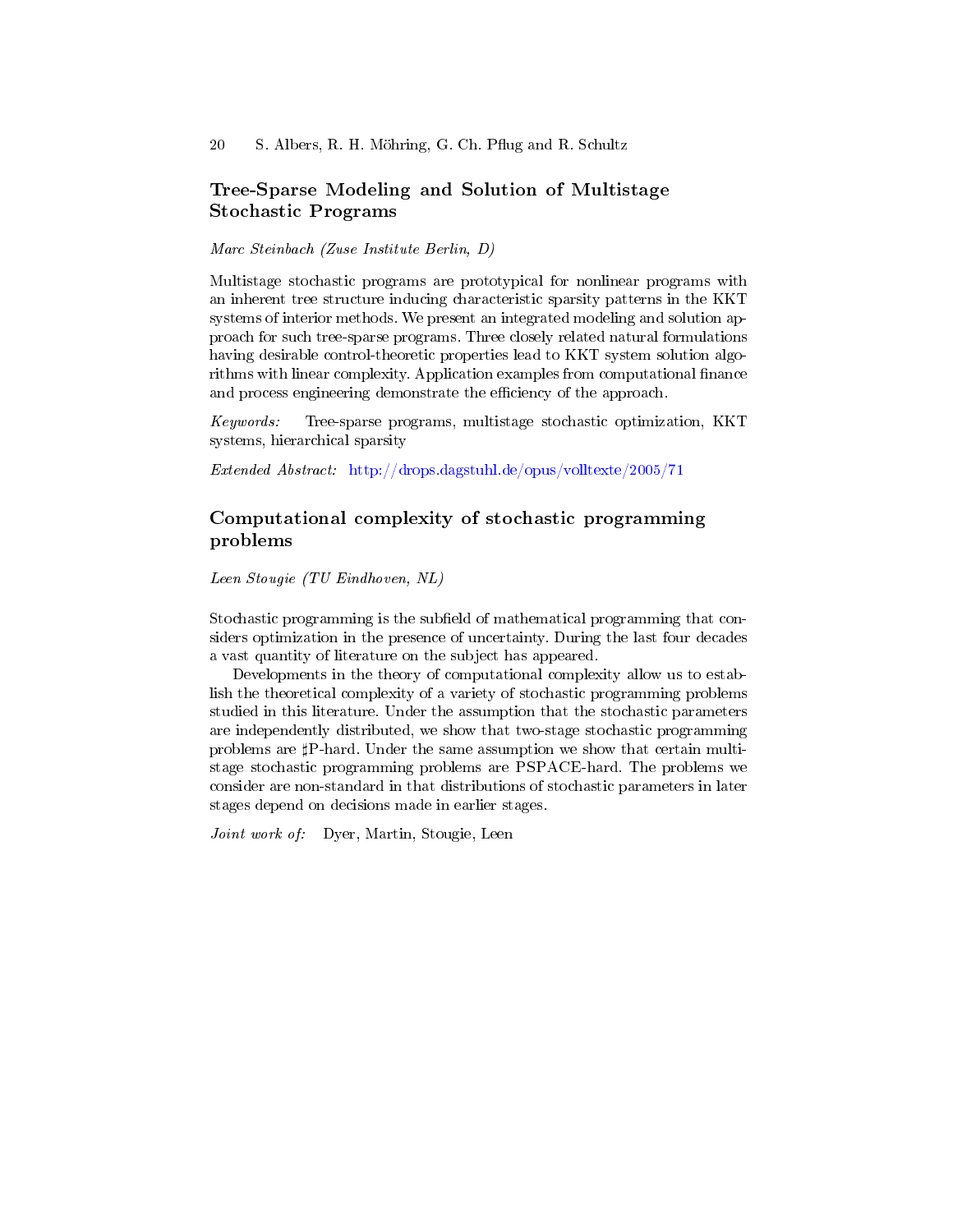## Tree-Sparse Modeling and Solution of Multistage Stochastic Programs

*Marc Steinbach (Zuse Institute Berlin, D)*

Multistage stochastic programs are prototypical for nonlinear programs with an inherent tree structure inducing characteristic sparsity patterns in the KKT systems of interior methods. We present an integrated modeling and solution approach for such tree-sparse programs. Three closely related natural formulations having desirable control-theoretic properties lead to KKT system solution algorithms with linear complexity. Application examples from computational finance and process engineering demonstrate the efficiency of the approach.

*Keywords:* Tree-sparse programs, multistage stochastic optimization, KKT systems, hierarchical sparsity

*Extended Abstract:* http://drops.dagstuhl.de/opus/volltexte/2005/71

## Computational complexity of stochastic programming problems

*Leen Stougie (TU Eindhoven, NL)*

Stochastic programming is the subfield of mathematical programming that considers optimization in the presence of uncertainty. During the last four decades a vast quantity of literature on the subject has appeared.

Developments in the theory of computational complexity allow us to establish the theoretical complexity of a variety of stochastic programming problems studied in this literature. Under the assumption that the stochastic parameters are independently distributed, we show that two-stage stochastic programming problems are ♯P-hard. Under the same assumption we show that certain multistage stochastic programming problems are PSPACE-hard. The problems we consider are non-standard in that distributions of stochastic parameters in later stages depend on decisions made in earlier stages.

*Joint work of:* Dyer, Martin, Stougie, Leen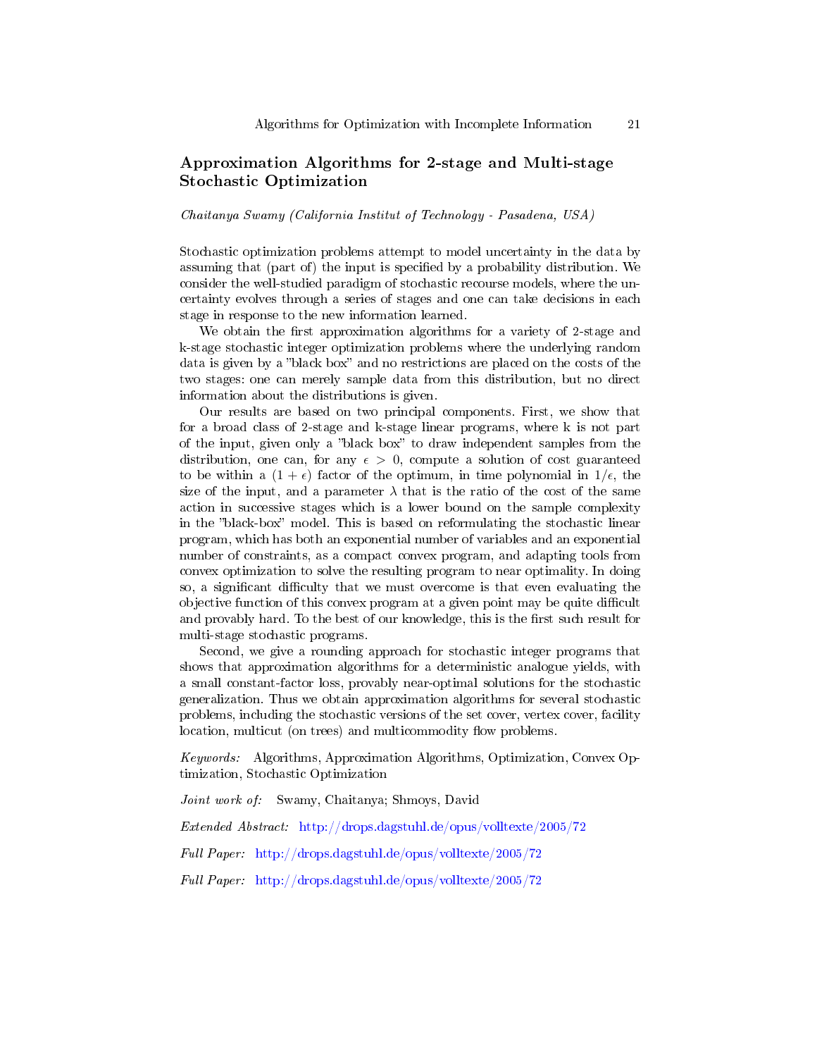## Approximation Algorithms for 2-stage and Multi-stage Stochastic Optimization

*Chaitanya Swamy (California Institut of Technology - Pasadena, USA)*

Stochastic optimization problems attempt to model uncertainty in the data by assuming that (part of) the input is specified by a probability distribution. We consider the well-studied paradigm of stochastic recourse models, where the uncertainty evolves through a series of stages and one can take decisions in each stage in response to the new information learned.

We obtain the first approximation algorithms for a variety of 2-stage and k-stage stochastic integer optimization problems where the underlying random data is given by a "black box" and no restrictions are placed on the costs of the two stages: one can merely sample data from this distribution, but no direct information about the distributions is given.

Our results are based on two principal components. First, we show that for a broad class of 2-stage and k-stage linear programs, where k is not part of the input, given only a "black box" to draw independent samples from the distribution, one can, for any $\epsilon > 0$, compute a solution of cost guaranteed to be within a $(1 + \epsilon)$ factor of the optimum, in time polynomial in $1/\epsilon$, the size of the input, and a parameter $\lambda$ that is the ratio of the cost of the same action in successive stages which is a lower bound on the sample complexity in the "black-box" model. This is based on reformulating the stochastic linear program, which has both an exponential number of variables and an exponential number of constraints, as a compact convex program, and adapting tools from convex optimization to solve the resulting program to near optimality. In doing so, a significant difficulty that we must overcome is that even evaluating the objective function of this convex program at a given point may be quite difficult and provably hard. To the best of our knowledge, this is the first such result for multi-stage stochastic programs.

Second, we give a rounding approach for stochastic integer programs that shows that approximation algorithms for a deterministic analogue yields, with a small constant-factor loss, provably near-optimal solutions for the stochastic generalization. Thus we obtain approximation algorithms for several stochastic problems, including the stochastic versions of the set cover, vertex cover, facility location, multicut (on trees) and multicommodity flow problems.

*Keywords:* Algorithms, Approximation Algorithms, Optimization, Convex Optimization, Stochastic Optimization

*Joint work of:* Swamy, Chaitanya; Shmoys, David

*Extended Abstract:* http://drops.dagstuhl.de/opus/volltexte/2005/72

*Full Paper:* http://drops.dagstuhl.de/opus/volltexte/2005/72

*Full Paper:* http://drops.dagstuhl.de/opus/volltexte/2005/72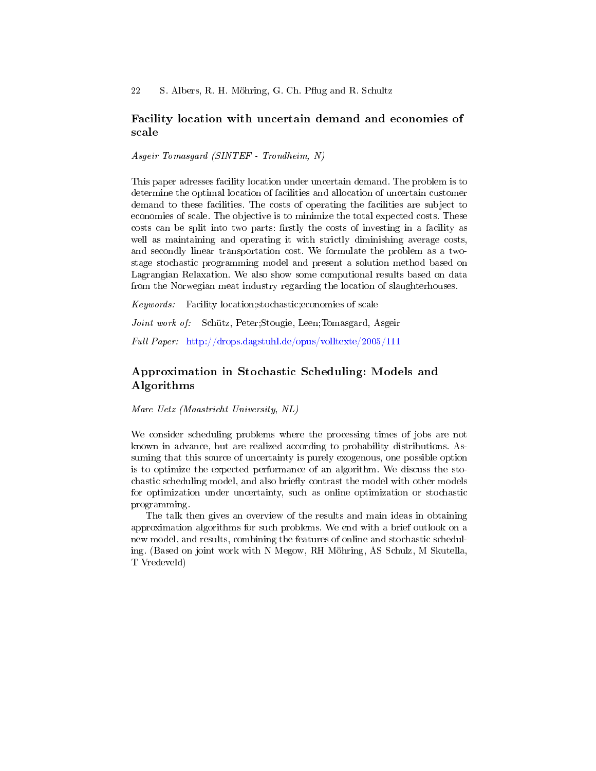## Facility location with uncertain demand and economies of scale

*Asgeir Tomasgard (SINTEF - Trondheim, N)*

This paper adresses facility location under uncertain demand. The problem is to determine the optimal location of facilities and allocation of uncertain customer demand to these facilities. The costs of operating the facilities are subject to economies of scale. The objective is to minimize the total expected costs. These costs can be split into two parts: firstly the costs of investing in a facility as well as maintaining and operating it with strictly diminishing average costs, and secondly linear transportation cost. We formulate the problem as a two-stage stochastic programming model and present a solution method based on Lagrangian Relaxation. We also show some computional results based on data from the Norwegian meat industry regarding the location of slaughterhouses.

*Keywords:* Facility location;stochastic;economies of scale

*Joint work of:* Schütz, Peter;Stougie, Leen;Tomasgard, Asgeir

*Full Paper:* http://drops.dagstuhl.de/opus/volltexte/2005/111

## Approximation in Stochastic Scheduling: Models and Algorithms

*Marc Uetz (Maastricht University, NL)*

We consider scheduling problems where the processing times of jobs are not known in advance, but are realized according to probability distributions. Assuming that this source of uncertainty is purely exogenous, one possible option is to optimize the expected performance of an algorithm. We discuss the stochastic scheduling model, and also briefly contrast the model with other models for optimization under uncertainty, such as online optimization or stochastic programming.

The talk then gives an overview of the results and main ideas in obtaining approximation algorithms for such problems. We end with a brief outlook on a new model, and results, combining the features of online and stochastic scheduling. (Based on joint work with N Megow, RH Möhring, AS Schulz, M Skutella, T Vredeveld)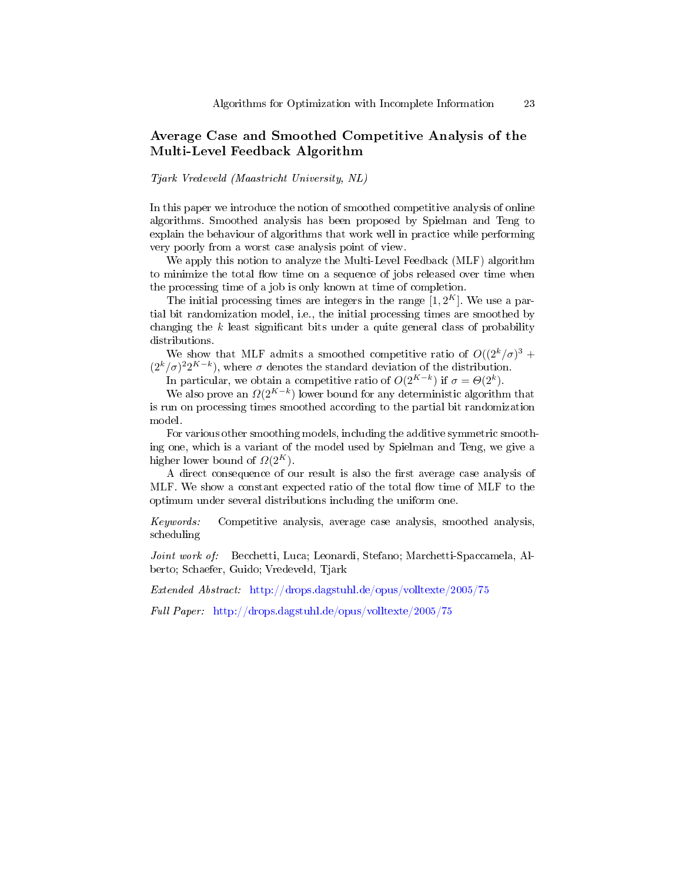## Average Case and Smoothed Competitive Analysis of the Multi-Level Feedback Algorithm

*Tjark Vredeveld (Maastricht University, NL)*

In this paper we introduce the notion of smoothed competitive analysis of online algorithms. Smoothed analysis has been proposed by Spielman and Teng to explain the behaviour of algorithms that work well in practice while performing very poorly from a worst case analysis point of view.

We apply this notion to analyze the Multi-Level Feedback (MLF) algorithm to minimize the total flow time on a sequence of jobs released over time when the processing time of a job is only known at time of completion.

The initial processing times are integers in the range $[1, 2^K]$. We use a partial bit randomization model, i.e., the initial processing times are smoothed by changing the $k$ least significant bits under a quite general class of probability distributions.

We show that MLF admits a smoothed competitive ratio of $O((2^k/\sigma)^3 + (2^k/\sigma)^2 2^{K-k})$, where $\sigma$ denotes the standard deviation of the distribution.

In particular, we obtain a competitive ratio of $O(2^{K-k})$ if $\sigma = \Theta(2^k)$.

We also prove an $\Omega(2^{K-k})$ lower bound for any deterministic algorithm that is run on processing times smoothed according to the partial bit randomization model.

For various other smoothing models, including the additive symmetric smoothing one, which is a variant of the model used by Spielman and Teng, we give a higher lower bound of $\Omega(2^K)$.

A direct consequence of our result is also the first average case analysis of MLF. We show a constant expected ratio of the total flow time of MLF to the optimum under several distributions including the uniform one.

*Keywords:* Competitive analysis, average case analysis, smoothed analysis, scheduling

*Joint work of:* Becchetti, Luca; Leonardi, Stefano; Marchetti-Spaccamela, Alberto; Schaefer, Guido; Vredeveld, Tjark

*Extended Abstract:* http://drops.dagstuhl.de/opus/volltexte/2005/75

*Full Paper:* http://drops.dagstuhl.de/opus/volltexte/2005/75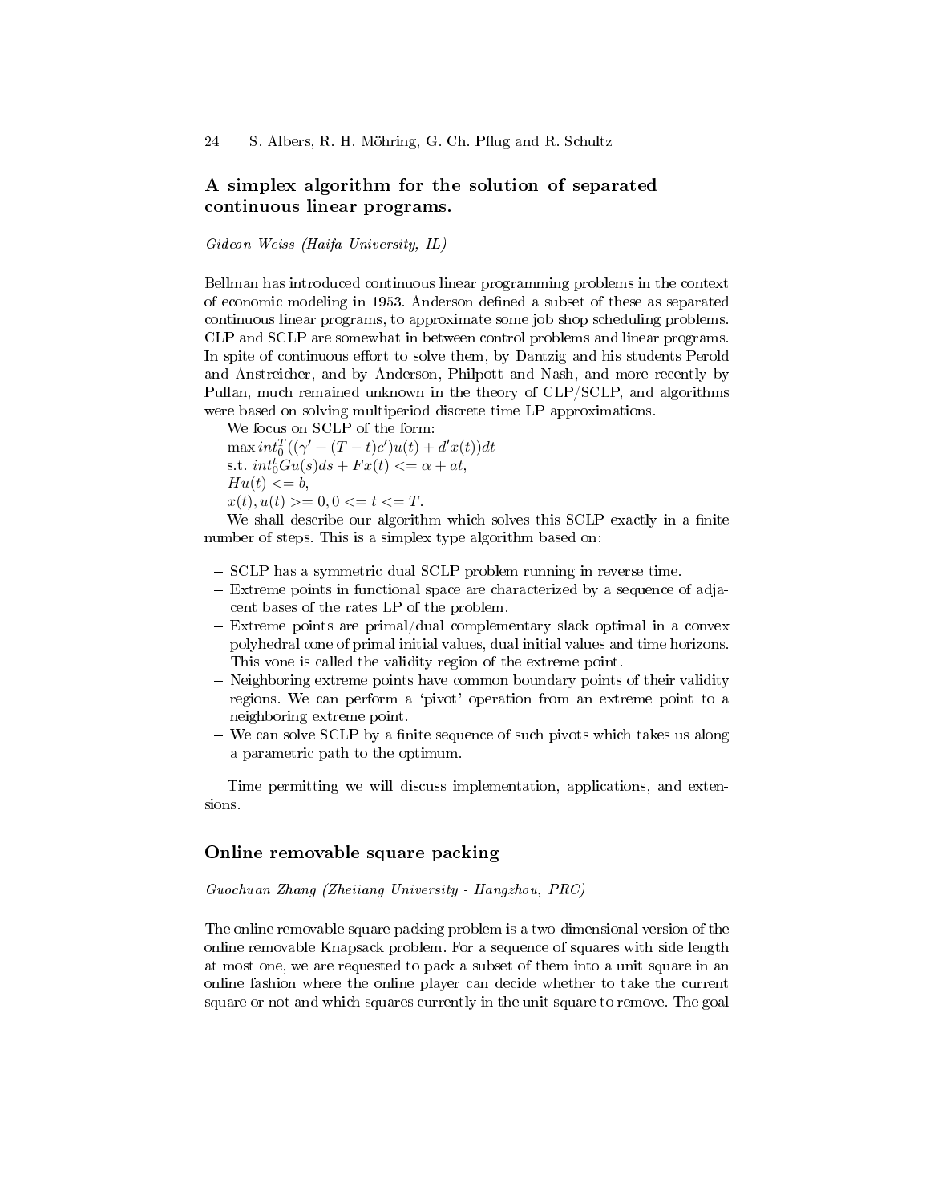## A simplex algorithm for the solution of separated continuous linear programs.

*Gideon Weiss (Haifa University, IL)*

Bellman has introduced continuous linear programming problems in the context of economic modeling in 1953. Anderson defined a subset of these as separated continuous linear programs, to approximate some job shop scheduling problems. CLP and SCLP are somewhat in between control problems and linear programs. In spite of continuous effort to solve them, by Dantzig and his students Perold and Anstreicher, and by Anderson, Philpott and Nash, and more recently by Pullan, much remained unknown in the theory of CLP/SCLP, and algorithms were based on solving multiperiod discrete time LP approximations.

We focus on SCLP of the form:
$\max int_0^T((\gamma' + (T-t)c')u(t) + d'x(t))dt$
s.t. $int_0^t Gu(s)ds + Fx(t) <= \alpha + at$,
$Hu(t) <= b$,
$x(t), u(t) >= 0, 0 <= t <= T$.

We shall describe our algorithm which solves this SCLP exactly in a finite number of steps. This is a simplex type algorithm based on:

- SCLP has a symmetric dual SCLP problem running in reverse time.
- Extreme points in functional space are characterized by a sequence of adjacent bases of the rates LP of the problem.
- Extreme points are primal/dual complementary slack optimal in a convex polyhedral cone of primal initial values, dual initial values and time horizons. This vone is called the validity region of the extreme point.
- Neighboring extreme points have common boundary points of their validity regions. We can perform a 'pivot' operation from an extreme point to a neighboring extreme point.
- We can solve SCLP by a finite sequence of such pivots which takes us along a parametric path to the optimum.

Time permitting we will discuss implementation, applications, and extensions.

## Online removable square packing

*Guochuan Zhang (Zheiiang University - Hangzhou, PRC)*

The online removable square packing problem is a two-dimensional version of the online removable Knapsack problem. For a sequence of squares with side length at most one, we are requested to pack a subset of them into a unit square in an online fashion where the online player can decide whether to take the current square or not and which squares currently in the unit square to remove. The goal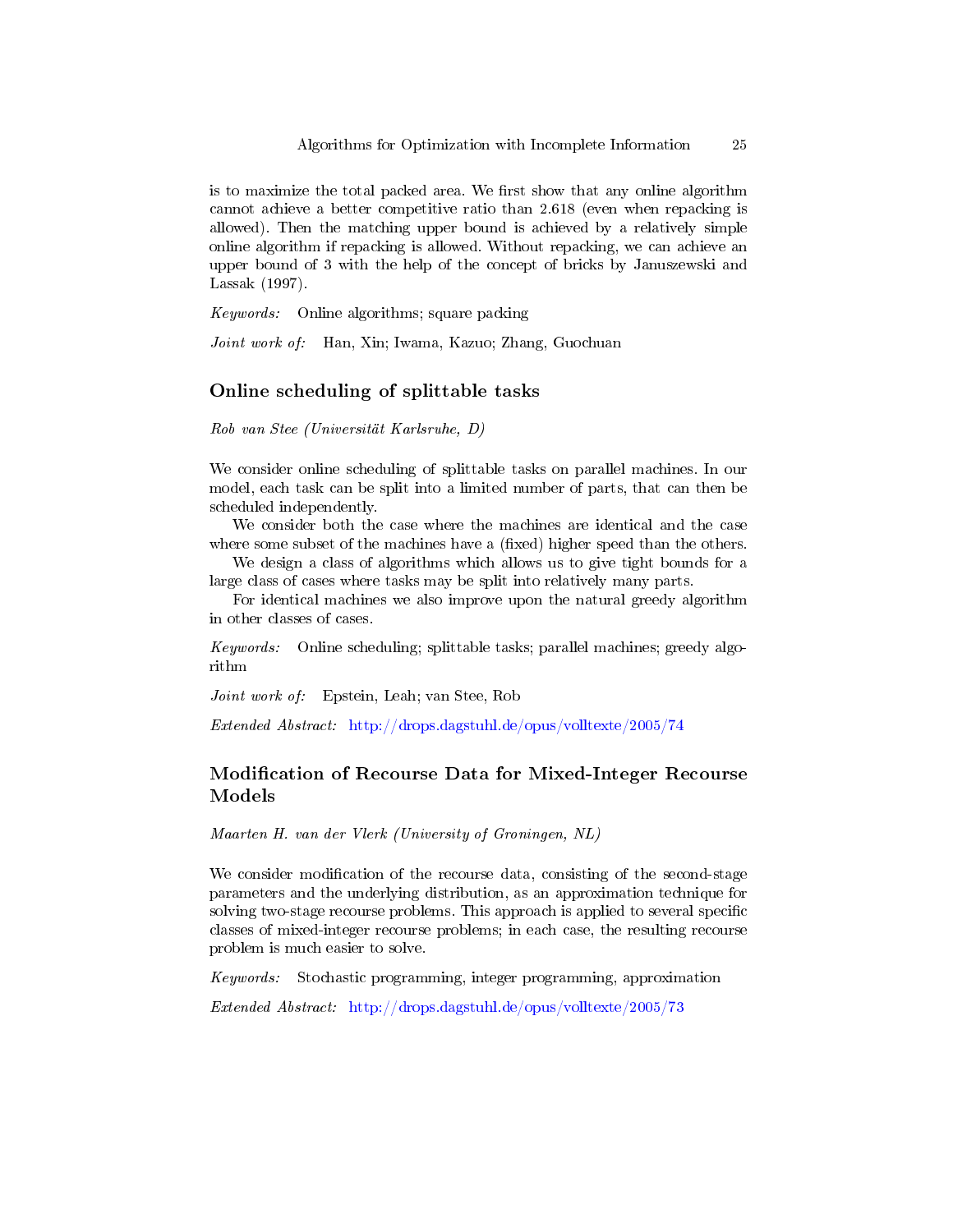is to maximize the total packed area. We first show that any online algorithm cannot achieve a better competitive ratio than 2.618 (even when repacking is allowed). Then the matching upper bound is achieved by a relatively simple online algorithm if repacking is allowed. Without repacking, we can achieve an upper bound of 3 with the help of the concept of bricks by Januszewski and Lassak (1997).

*Keywords:* Online algorithms; square packing

*Joint work of:* Han, Xin; Iwama, Kazuo; Zhang, Guochuan

## Online scheduling of splittable tasks

*Rob van Stee (Universität Karlsruhe, D)*

We consider online scheduling of splittable tasks on parallel machines. In our model, each task can be split into a limited number of parts, that can then be scheduled independently.

We consider both the case where the machines are identical and the case where some subset of the machines have a (fixed) higher speed than the others.

We design a class of algorithms which allows us to give tight bounds for a large class of cases where tasks may be split into relatively many parts.

For identical machines we also improve upon the natural greedy algorithm in other classes of cases.

*Keywords:* Online scheduling; splittable tasks; parallel machines; greedy algorithm

*Joint work of:* Epstein, Leah; van Stee, Rob

*Extended Abstract:* http://drops.dagstuhl.de/opus/volltexte/2005/74

## Modification of Recourse Data for Mixed-Integer Recourse Models

*Maarten H. van der Vlerk (University of Groningen, NL)*

We consider modification of the recourse data, consisting of the second-stage parameters and the underlying distribution, as an approximation technique for solving two-stage recourse problems. This approach is applied to several specific classes of mixed-integer recourse problems; in each case, the resulting recourse problem is much easier to solve.

*Keywords:* Stochastic programming, integer programming, approximation

*Extended Abstract:* http://drops.dagstuhl.de/opus/volltexte/2005/73